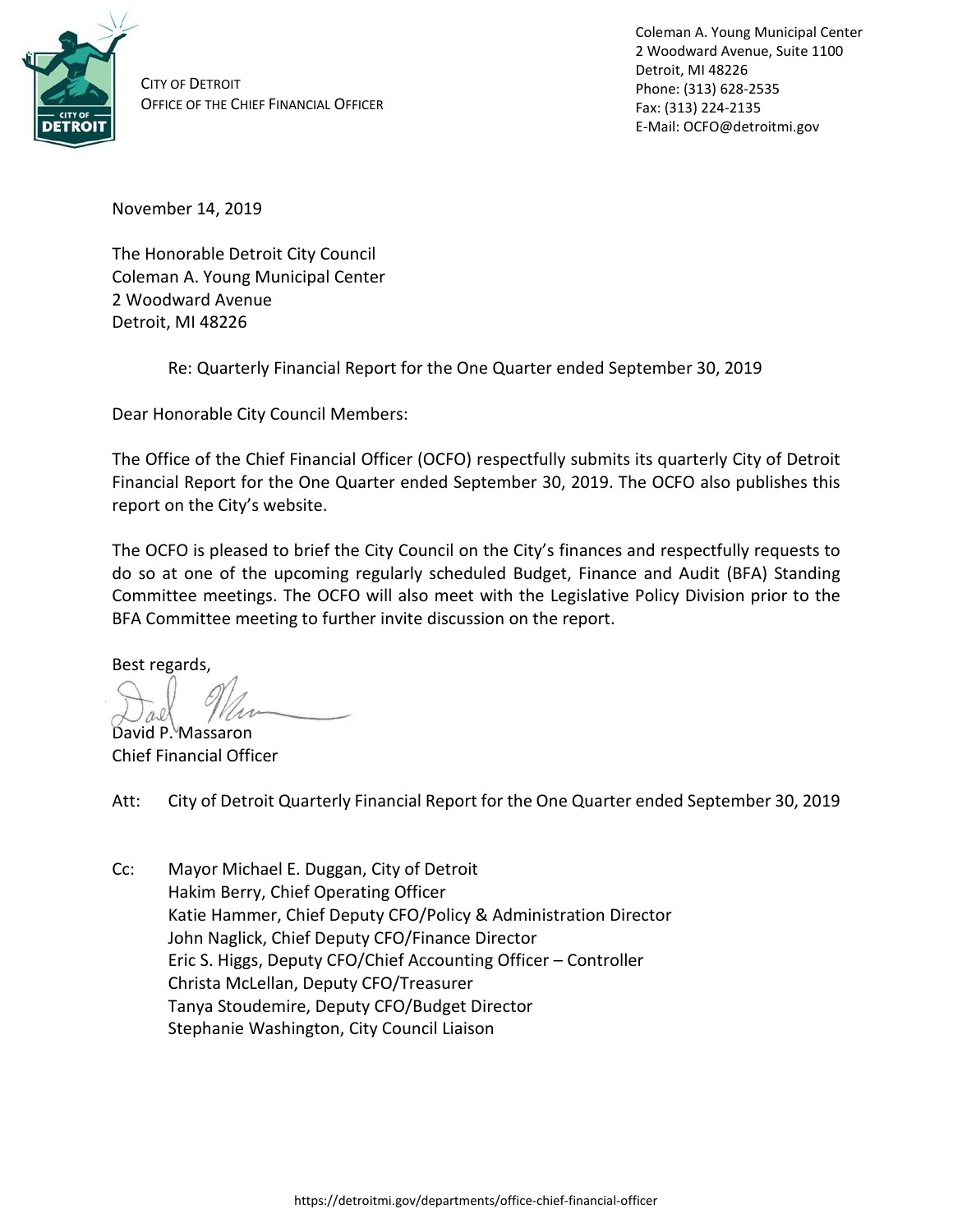CITY OF DETROIT
OFFICE OF THE CHIEF FINANCIAL OFFICER

Coleman A. Young Municipal Center
2 Woodward Avenue, Suite 1100
Detroit, MI 48226
Phone: (313) 628-2535
Fax: (313) 224-2135
E-Mail: OCFO@detroitmi.gov

November 14, 2019

The Honorable Detroit City Council
Coleman A. Young Municipal Center
2 Woodward Avenue
Detroit, MI 48226

Re: Quarterly Financial Report for the One Quarter ended September 30, 2019

Dear Honorable City Council Members:

The Office of the Chief Financial Officer (OCFO) respectfully submits its quarterly City of Detroit Financial Report for the One Quarter ended September 30, 2019. The OCFO also publishes this report on the City's website.

The OCFO is pleased to brief the City Council on the City's finances and respectfully requests to do so at one of the upcoming regularly scheduled Budget, Finance and Audit (BFA) Standing Committee meetings. The OCFO will also meet with the Legislative Policy Division prior to the BFA Committee meeting to further invite discussion on the report.

Best regards,

David P. Massaron
Chief Financial Officer

Att: City of Detroit Quarterly Financial Report for the One Quarter ended September 30, 2019

Cc: Mayor Michael E. Duggan, City of Detroit
Hakim Berry, Chief Operating Officer
Katie Hammer, Chief Deputy CFO/Policy & Administration Director
John Naglick, Chief Deputy CFO/Finance Director
Eric S. Higgs, Deputy CFO/Chief Accounting Officer – Controller
Christa McLellan, Deputy CFO/Treasurer
Tanya Stoudemire, Deputy CFO/Budget Director
Stephanie Washington, City Council Liaison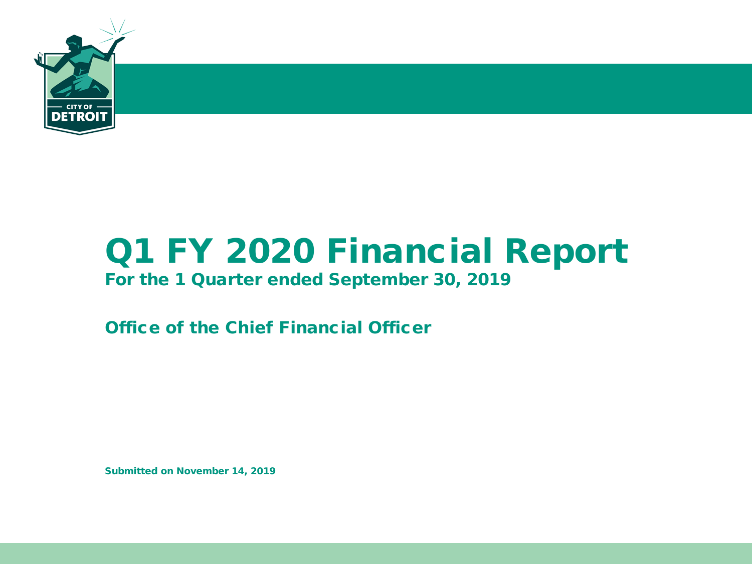# Q1 FY 2020 Financial Report

**For the 1 Quarter ended September 30, 2019**

**Office of the Chief Financial Officer**

**Submitted on November 14, 2019**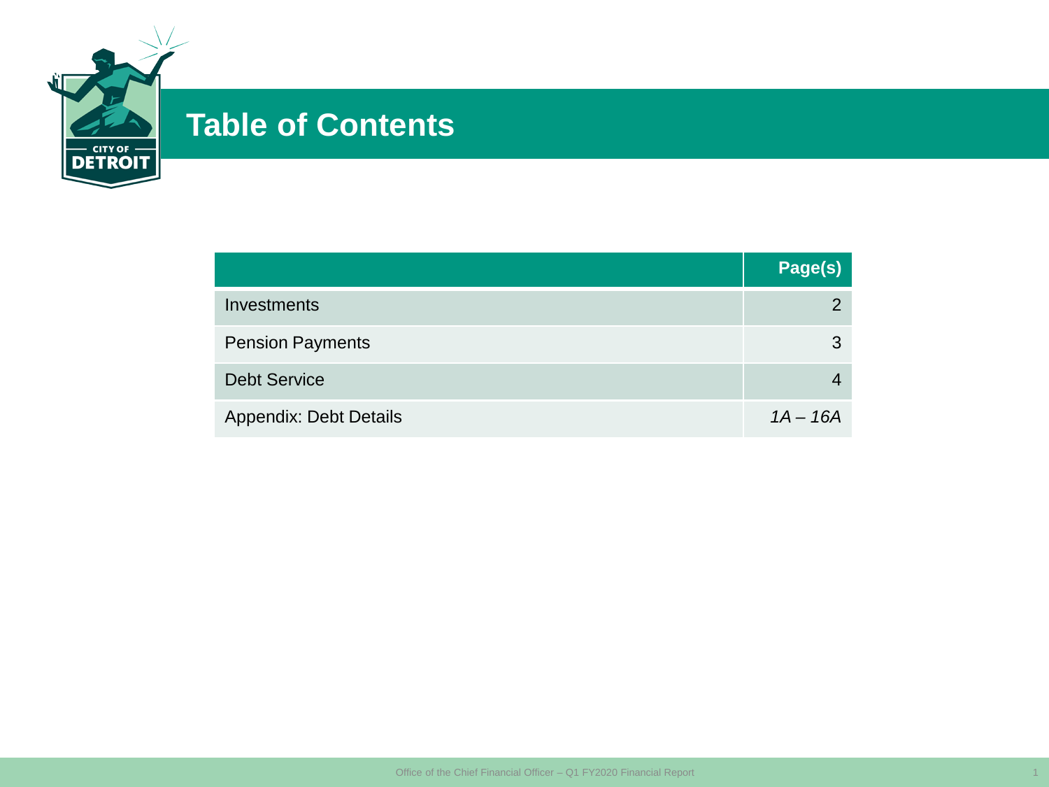# Table of Contents

| | Page(s) |
|---|---|
| Investments | 2 |
| Pension Payments | 3 |
| Debt Service | 4 |
| Appendix: Debt Details | *1A – 16A* |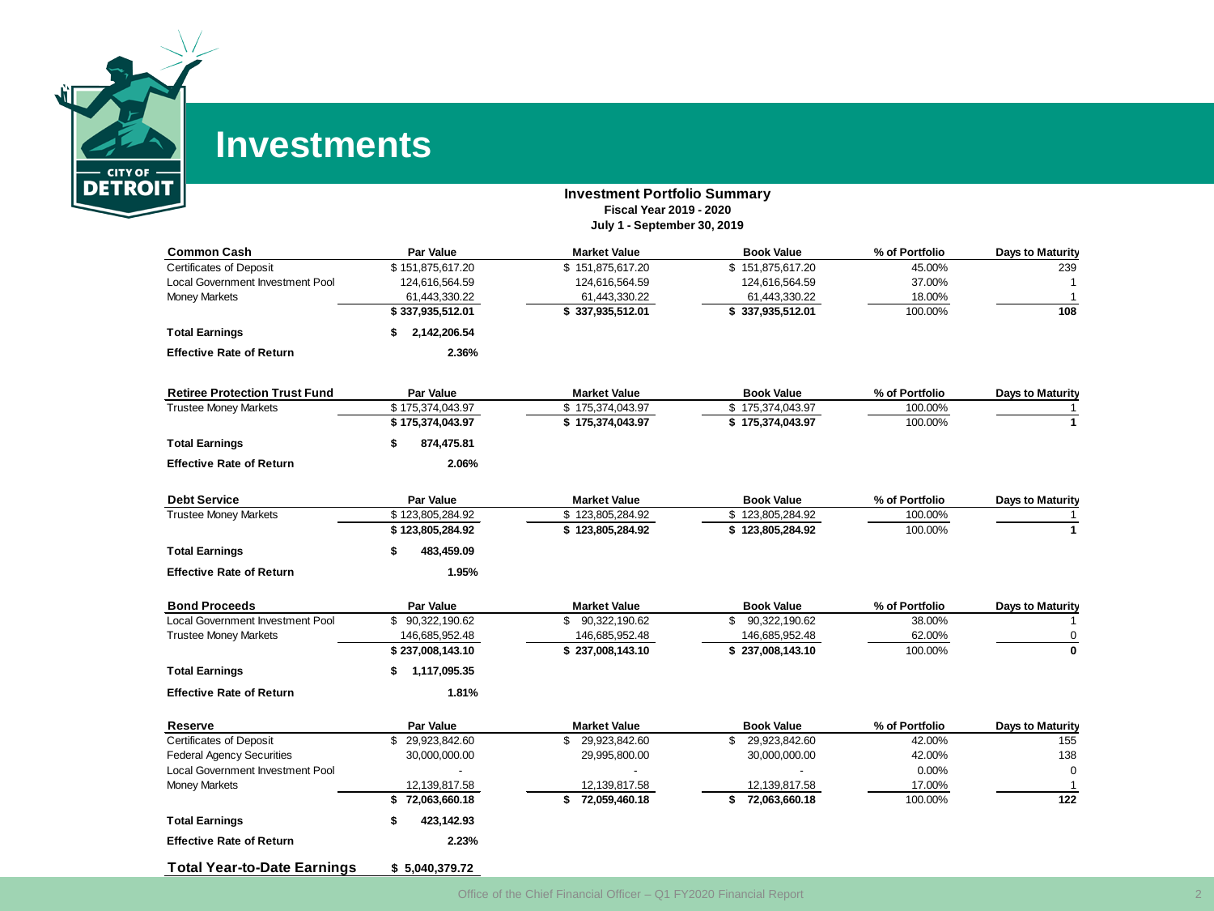# Investments

**Investment Portfolio Summary**
**Fiscal Year 2019 - 2020**
**July 1 - September 30, 2019**

| Common Cash | Par Value | Market Value | Book Value | % of Portfolio | Days to Maturity |
|---|---|---|---|---|---|
| Certificates of Deposit | $ 151,875,617.20 | $ 151,875,617.20 | $ 151,875,617.20 | 45.00% | 239 |
| Local Government Investment Pool | 124,616,564.59 | 124,616,564.59 | 124,616,564.59 | 37.00% | 1 |
| Money Markets | 61,443,330.22 | 61,443,330.22 | 61,443,330.22 | 18.00% | 1 |
| | **$ 337,935,512.01** | **$ 337,935,512.01** | **$ 337,935,512.01** | 100.00% | **108** |
| **Total Earnings** | **$ 2,142,206.54** | | | | |
| **Effective Rate of Return** | **2.36%** | | | | |

| Retiree Protection Trust Fund | Par Value | Market Value | Book Value | % of Portfolio | Days to Maturity |
|---|---|---|---|---|---|
| Trustee Money Markets | $ 175,374,043.97 | $ 175,374,043.97 | $ 175,374,043.97 | 100.00% | 1 |
| | **$ 175,374,043.97** | **$ 175,374,043.97** | **$ 175,374,043.97** | 100.00% | **1** |
| **Total Earnings** | **$ 874,475.81** | | | | |
| **Effective Rate of Return** | **2.06%** | | | | |

| Debt Service | Par Value | Market Value | Book Value | % of Portfolio | Days to Maturity |
|---|---|---|---|---|---|
| Trustee Money Markets | $ 123,805,284.92 | $ 123,805,284.92 | $ 123,805,284.92 | 100.00% | 1 |
| | **$ 123,805,284.92** | **$ 123,805,284.92** | **$ 123,805,284.92** | 100.00% | **1** |
| **Total Earnings** | **$ 483,459.09** | | | | |
| **Effective Rate of Return** | **1.95%** | | | | |

| Bond Proceeds | Par Value | Market Value | Book Value | % of Portfolio | Days to Maturity |
|---|---|---|---|---|---|
| Local Government Investment Pool | $ 90,322,190.62 | $ 90,322,190.62 | $ 90,322,190.62 | 38.00% | 1 |
| Trustee Money Markets | 146,685,952.48 | 146,685,952.48 | 146,685,952.48 | 62.00% | 0 |
| | **$ 237,008,143.10** | **$ 237,008,143.10** | **$ 237,008,143.10** | 100.00% | **0** |
| **Total Earnings** | **$ 1,117,095.35** | | | | |
| **Effective Rate of Return** | **1.81%** | | | | |

| Reserve | Par Value | Market Value | Book Value | % of Portfolio | Days to Maturity |
|---|---|---|---|---|---|
| Certificates of Deposit | $ 29,923,842.60 | $ 29,923,842.60 | $ 29,923,842.60 | 42.00% | 155 |
| Federal Agency Securities | 30,000,000.00 | 29,995,800.00 | 30,000,000.00 | 42.00% | 138 |
| Local Government Investment Pool | - | - | - | 0.00% | 0 |
| Money Markets | 12,139,817.58 | 12,139,817.58 | 12,139,817.58 | 17.00% | 1 |
| | **$ 72,063,660.18** | **$ 72,059,460.18** | **$ 72,063,660.18** | 100.00% | **122** |
| **Total Earnings** | **$ 423,142.93** | | | | |
| **Effective Rate of Return** | **2.23%** | | | | |

**Total Year-to-Date Earnings** **$ 5,040,379.72**

Office of the Chief Financial Officer – Q1 FY2020 Financial Report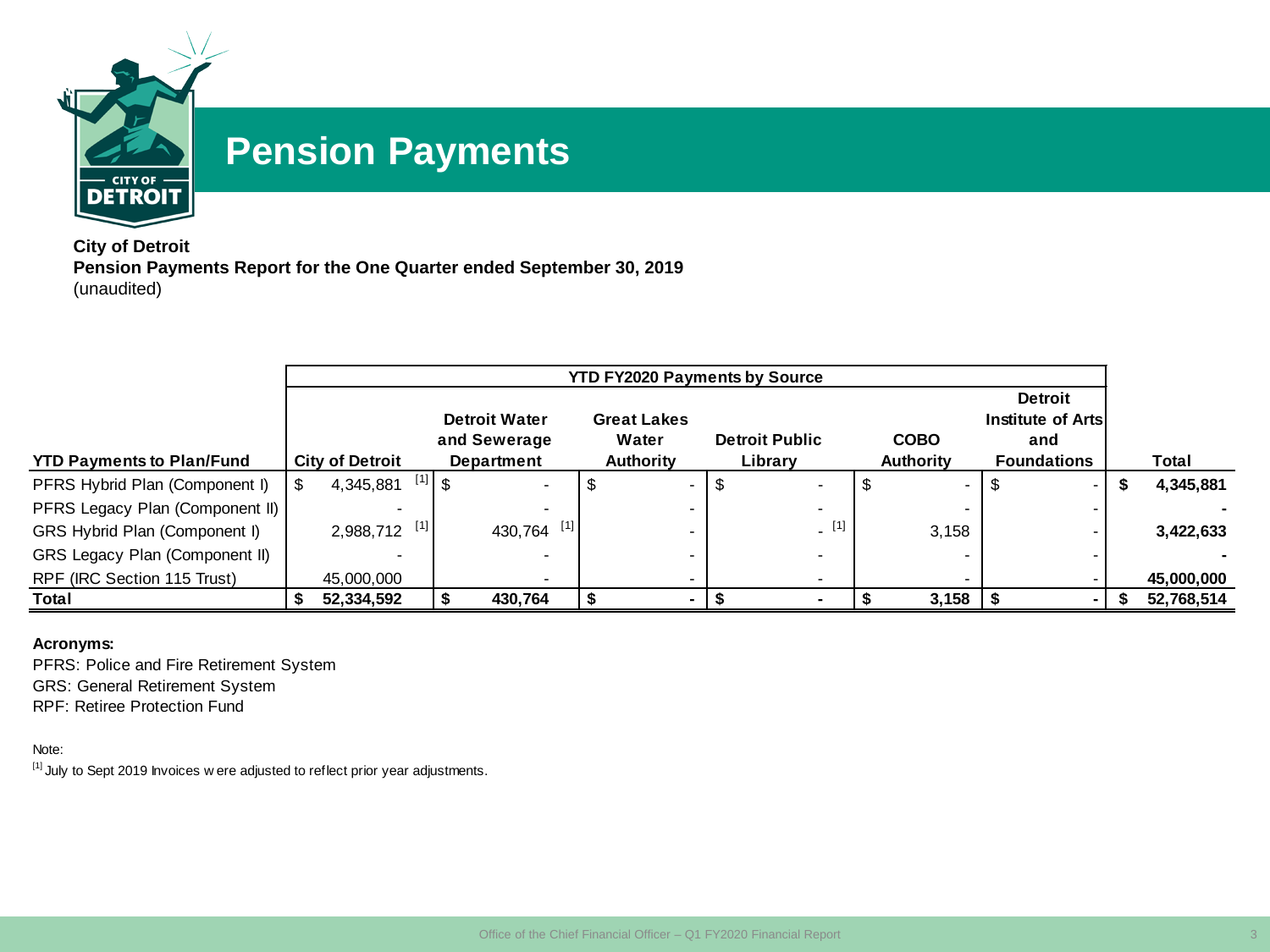# Pension Payments

**City of Detroit**
**Pension Payments Report for the One Quarter ended September 30, 2019**
(unaudited)

| YTD Payments to Plan/Fund | YTD FY2020 Payments by Source | | | | | | |
|---|---|---|---|---|---|---|---|
| | City of Detroit | Detroit Water and Sewerage Department | Great Lakes Water Authority | Detroit Public Library | COBO Authority | Detroit Institute of Arts and Foundations | Total |
| PFRS Hybrid Plan (Component I) | $ 4,345,881 [1] | $ - | $ - | $ - | $ - | $ - | **$ 4,345,881** |
| PFRS Legacy Plan (Component II) | - | - | - | - | - | - | **-** |
| GRS Hybrid Plan (Component I) | 2,988,712 [1] | 430,764 [1] | - | - [1] | 3,158 | - | **3,422,633** |
| GRS Legacy Plan (Component II) | - | - | - | - | - | - | **-** |
| RPF (IRC Section 115 Trust) | 45,000,000 | - | - | - | - | - | **45,000,000** |
| **Total** | **$ 52,334,592** | **$ 430,764** | **$ -** | **$ -** | **$ 3,158** | **$ -** | **$ 52,768,514** |

**Acronyms:**
PFRS: Police and Fire Retirement System
GRS: General Retirement System
RPF: Retiree Protection Fund

Note:
[1] July to Sept 2019 Invoices were adjusted to reflect prior year adjustments.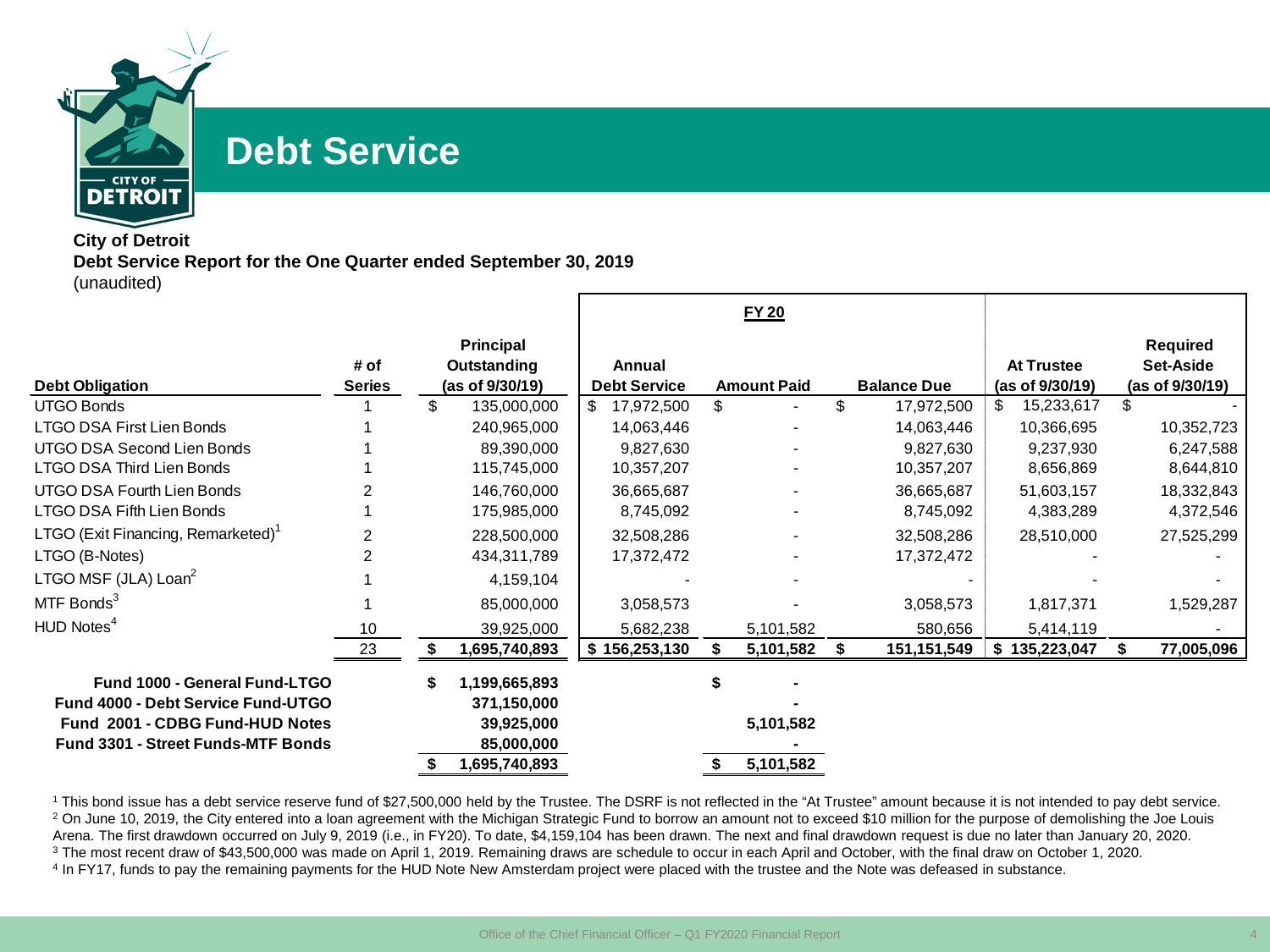# Debt Service

**City of Detroit**
**Debt Service Report for the One Quarter ended September 30, 2019**
(unaudited)

| Debt Obligation | # of Series | Principal Outstanding (as of 9/30/19) | FY 20 Annual Debt Service | FY 20 Amount Paid | FY 20 Balance Due | At Trustee (as of 9/30/19) | Required Set-Aside (as of 9/30/19) |
|---|---|---|---|---|---|---|---|
| UTGO Bonds | 1 | $ 135,000,000 | $ 17,972,500 | $ - | $ 17,972,500 | $ 15,233,617 | $ - |
| LTGO DSA First Lien Bonds | 1 | 240,965,000 | 14,063,446 | - | 14,063,446 | 10,366,695 | 10,352,723 |
| UTGO DSA Second Lien Bonds | 1 | 89,390,000 | 9,827,630 | - | 9,827,630 | 9,237,930 | 6,247,588 |
| LTGO DSA Third Lien Bonds | 1 | 115,745,000 | 10,357,207 | - | 10,357,207 | 8,656,869 | 8,644,810 |
| UTGO DSA Fourth Lien Bonds | 2 | 146,760,000 | 36,665,687 | - | 36,665,687 | 51,603,157 | 18,332,843 |
| LTGO DSA Fifth Lien Bonds | 1 | 175,985,000 | 8,745,092 | - | 8,745,092 | 4,383,289 | 4,372,546 |
| LTGO (Exit Financing, Remarketed)[1] | 2 | 228,500,000 | 32,508,286 | - | 32,508,286 | 28,510,000 | 27,525,299 |
| LTGO (B-Notes) | 2 | 434,311,789 | 17,372,472 | - | 17,372,472 | - | - |
| LTGO MSF (JLA) Loan[2] | 1 | 4,159,104 | - | - | - | - | - |
| MTF Bonds[3] | 1 | 85,000,000 | 3,058,573 | - | 3,058,573 | 1,817,371 | 1,529,287 |
| HUD Notes[4] | 10 | 39,925,000 | 5,682,238 | 5,101,582 | 580,656 | 5,414,119 | - |
| | 23 | **$ 1,695,740,893** | **$ 156,253,130** | **$ 5,101,582** | **$ 151,151,549** | **$ 135,223,047** | **$ 77,005,096** |

| | Principal Outstanding | Amount Paid |
|---|---|---|
| **Fund 1000 - General Fund-LTGO** | **$ 1,199,665,893** | **$ -** |
| **Fund 4000 - Debt Service Fund-UTGO** | **371,150,000** | **-** |
| **Fund 2001 - CDBG Fund-HUD Notes** | **39,925,000** | **5,101,582** |
| **Fund 3301 - Street Funds-MTF Bonds** | **85,000,000** | **-** |
| | **$ 1,695,740,893** | **$ 5,101,582** |

[1] This bond issue has a debt service reserve fund of $27,500,000 held by the Trustee. The DSRF is not reflected in the "At Trustee" amount because it is not intended to pay debt service.
[2] On June 10, 2019, the City entered into a loan agreement with the Michigan Strategic Fund to borrow an amount not to exceed $10 million for the purpose of demolishing the Joe Louis Arena. The first drawdown occurred on July 9, 2019 (i.e., in FY20). To date, $4,159,104 has been drawn. The next and final drawdown request is due no later than January 20, 2020.
[3] The most recent draw of $43,500,000 was made on April 1, 2019. Remaining draws are schedule to occur in each April and October, with the final draw on October 1, 2020.
[4] In FY17, funds to pay the remaining payments for the HUD Note New Amsterdam project were placed with the trustee and the Note was defeased in substance.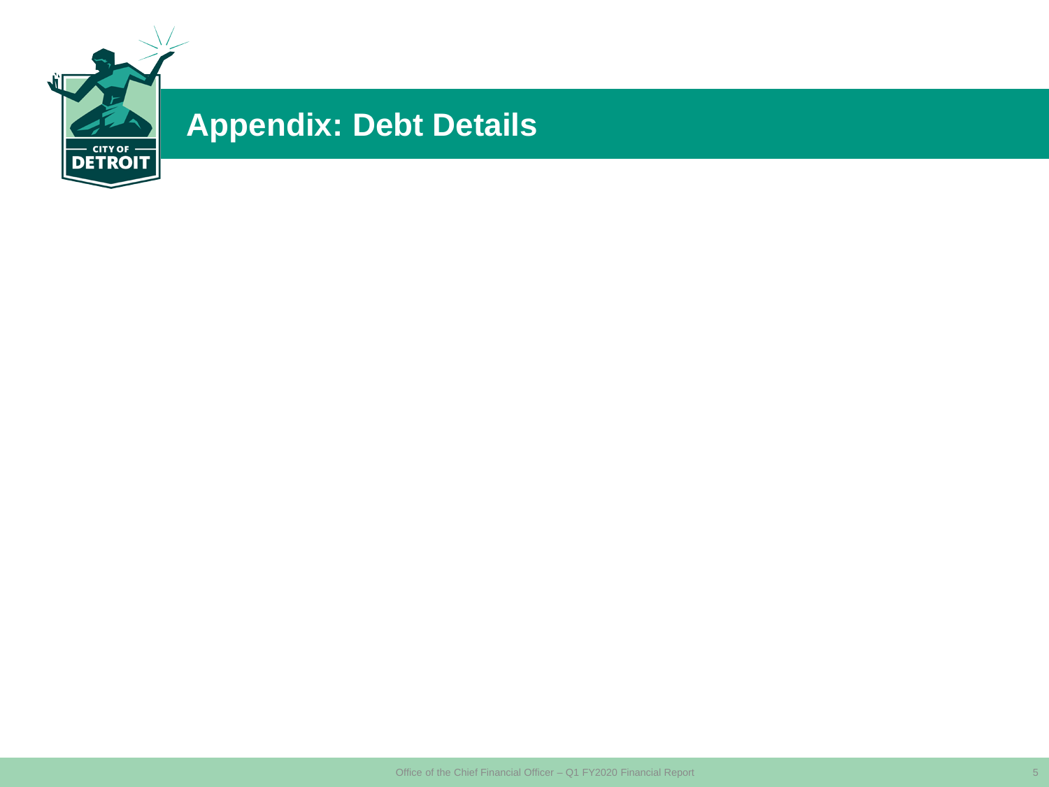# Appendix: Debt Details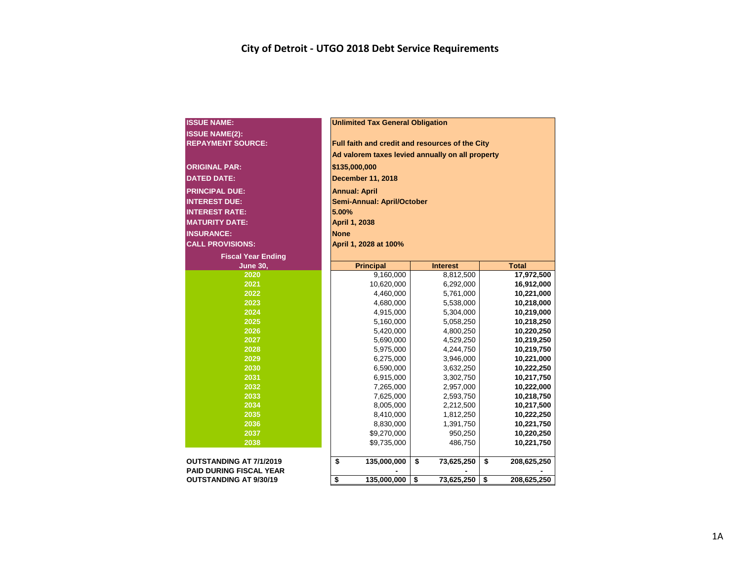# City of Detroit - UTGO 2018 Debt Service Requirements

| | |
|---|---|
| **ISSUE NAME:** | **Unlimited Tax General Obligation** |
| **ISSUE NAME(2):** | |
| **REPAYMENT SOURCE:** | **Full faith and credit and resources of the City** |
| | **Ad valorem taxes levied annually on all property** |
| **ORIGINAL PAR:** | **$135,000,000** |
| **DATED DATE:** | **December 11, 2018** |
| **PRINCIPAL DUE:** | **Annual: April** |
| **INTEREST DUE:** | **Semi-Annual: April/October** |
| **INTEREST RATE:** | **5.00%** |
| **MATURITY DATE:** | **April 1, 2038** |
| **INSURANCE:** | **None** |
| **CALL PROVISIONS:** | **April 1, 2028 at 100%** |

| Fiscal Year Ending June 30, | Principal | Interest | Total |
|---|---|---|---|
| 2020 | 9,160,000 | 8,812,500 | **17,972,500** |
| 2021 | 10,620,000 | 6,292,000 | **16,912,000** |
| 2022 | 4,460,000 | 5,761,000 | **10,221,000** |
| 2023 | 4,680,000 | 5,538,000 | **10,218,000** |
| 2024 | 4,915,000 | 5,304,000 | **10,219,000** |
| 2025 | 5,160,000 | 5,058,250 | **10,218,250** |
| 2026 | 5,420,000 | 4,800,250 | **10,220,250** |
| 2027 | 5,690,000 | 4,529,250 | **10,219,250** |
| 2028 | 5,975,000 | 4,244,750 | **10,219,750** |
| 2029 | 6,275,000 | 3,946,000 | **10,221,000** |
| 2030 | 6,590,000 | 3,632,250 | **10,222,250** |
| 2031 | 6,915,000 | 3,302,750 | **10,217,750** |
| 2032 | 7,265,000 | 2,957,000 | **10,222,000** |
| 2033 | 7,625,000 | 2,593,750 | **10,218,750** |
| 2034 | 8,005,000 | 2,212,500 | **10,217,500** |
| 2035 | 8,410,000 | 1,812,250 | **10,222,250** |
| 2036 | 8,830,000 | 1,391,750 | **10,221,750** |
| 2037 | $9,270,000 | 950,250 | **10,220,250** |
| 2038 | $9,735,000 | 486,750 | **10,221,750** |
| **OUTSTANDING AT 7/1/2019** | **$ 135,000,000** | **$ 73,625,250** | **$ 208,625,250** |
| **PAID DURING FISCAL YEAR** | **-** | **-** | **-** |
| **OUTSTANDING AT 9/30/19** | **$ 135,000,000** | **$ 73,625,250** | **$ 208,625,250** |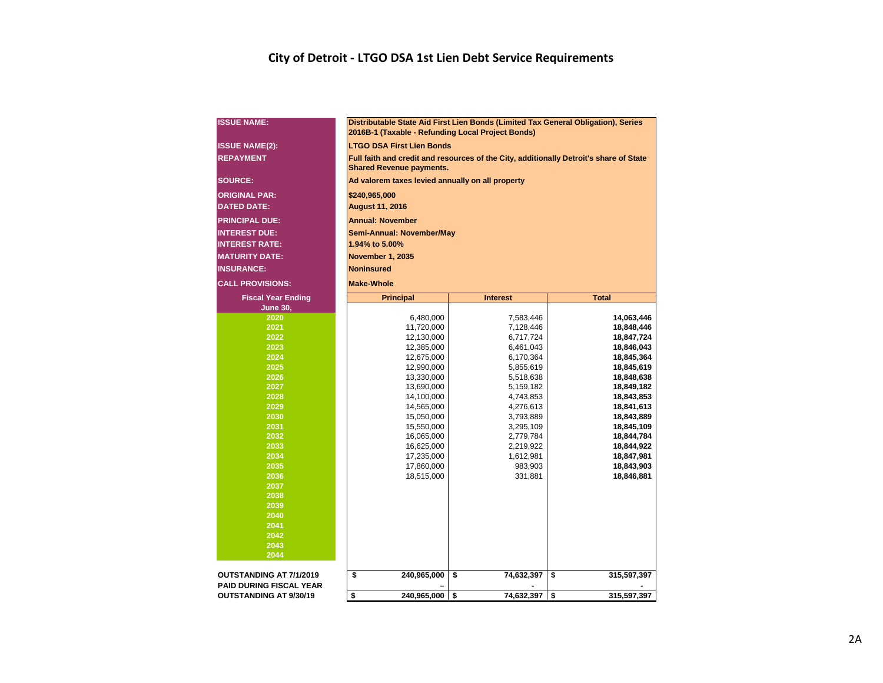# City of Detroit - LTGO DSA 1st Lien Debt Service Requirements

| | |
|---|---|
| **ISSUE NAME:** | **Distributable State Aid First Lien Bonds (Limited Tax General Obligation), Series 2016B-1 (Taxable - Refunding Local Project Bonds)** |
| **ISSUE NAME(2):** | **LTGO DSA First Lien Bonds** |
| **REPAYMENT** | **Full faith and credit and resources of the City, additionally Detroit's share of State Shared Revenue payments.** |
| **SOURCE:** | **Ad valorem taxes levied annually on all property** |
| **ORIGINAL PAR:** | **$240,965,000** |
| **DATED DATE:** | **August 11, 2016** |
| **PRINCIPAL DUE:** | **Annual: November** |
| **INTEREST DUE:** | **Semi-Annual: November/May** |
| **INTEREST RATE:** | **1.94% to 5.00%** |
| **MATURITY DATE:** | **November 1, 2035** |
| **INSURANCE:** | **Noninsured** |
| **CALL PROVISIONS:** | **Make-Whole** |

| Fiscal Year Ending June 30, | Principal | Interest | Total |
|---|---|---|---|
| 2020 | 6,480,000 | 7,583,446 | **14,063,446** |
| 2021 | 11,720,000 | 7,128,446 | **18,848,446** |
| 2022 | 12,130,000 | 6,717,724 | **18,847,724** |
| 2023 | 12,385,000 | 6,461,043 | **18,846,043** |
| 2024 | 12,675,000 | 6,170,364 | **18,845,364** |
| 2025 | 12,990,000 | 5,855,619 | **18,845,619** |
| 2026 | 13,330,000 | 5,518,638 | **18,848,638** |
| 2027 | 13,690,000 | 5,159,182 | **18,849,182** |
| 2028 | 14,100,000 | 4,743,853 | **18,843,853** |
| 2029 | 14,565,000 | 4,276,613 | **18,841,613** |
| 2030 | 15,050,000 | 3,793,889 | **18,843,889** |
| 2031 | 15,550,000 | 3,295,109 | **18,845,109** |
| 2032 | 16,065,000 | 2,779,784 | **18,844,784** |
| 2033 | 16,625,000 | 2,219,922 | **18,844,922** |
| 2034 | 17,235,000 | 1,612,981 | **18,847,981** |
| 2035 | 17,860,000 | 983,903 | **18,843,903** |
| 2036 | 18,515,000 | 331,881 | **18,846,881** |
| 2037 | | | |
| 2038 | | | |
| 2039 | | | |
| 2040 | | | |
| 2041 | | | |
| 2042 | | | |
| 2043 | | | |
| 2044 | | | |
| **OUTSTANDING AT 7/1/2019** | **$ 240,965,000** | **$ 74,632,397** | **$ 315,597,397** |
| **PAID DURING FISCAL YEAR** | **–** | **-** | **-** |
| **OUTSTANDING AT 9/30/19** | **$ 240,965,000** | **$ 74,632,397** | **$ 315,597,397** |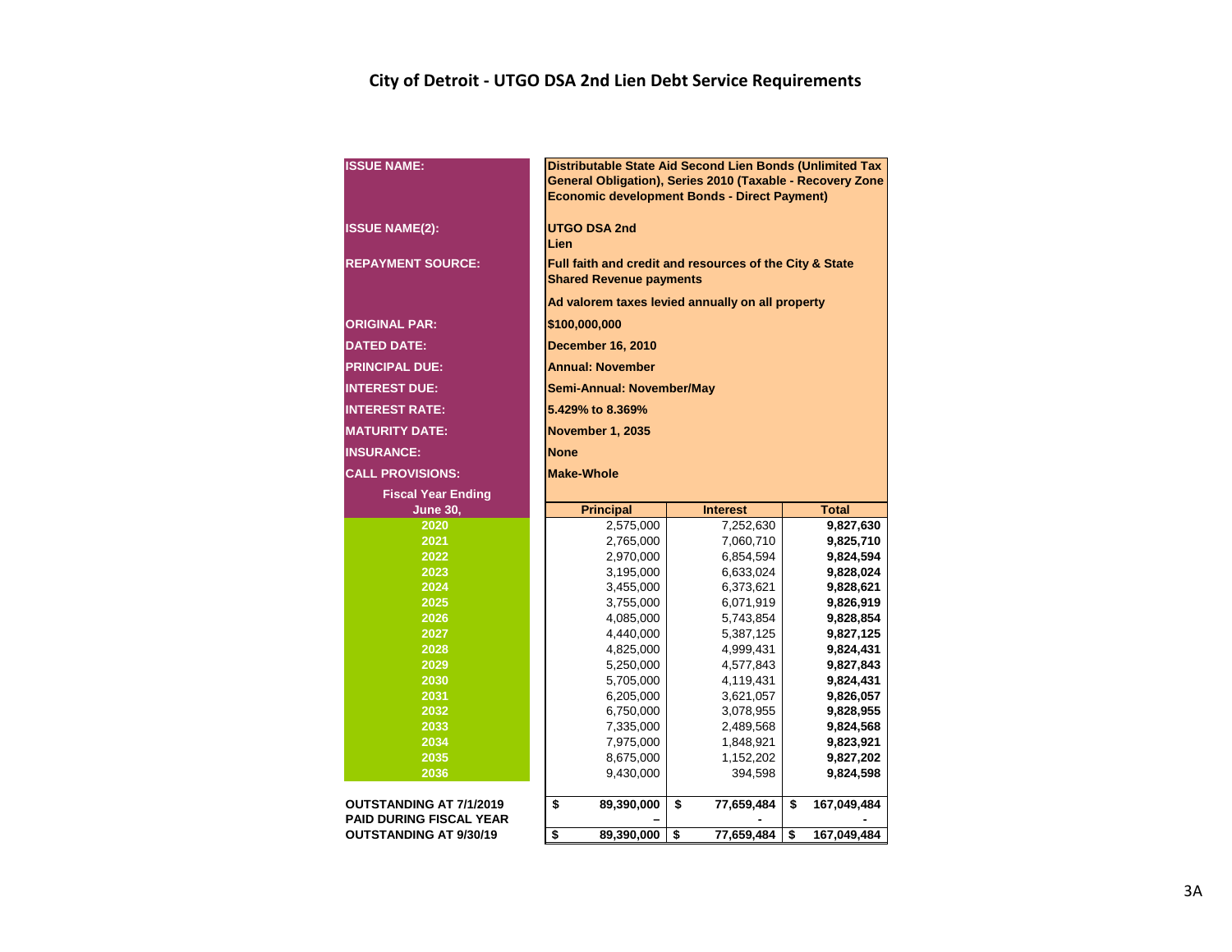# City of Detroit - UTGO DSA 2nd Lien Debt Service Requirements

| | |
|---|---|
| **ISSUE NAME:** | **Distributable State Aid Second Lien Bonds (Unlimited Tax General Obligation), Series 2010 (Taxable - Recovery Zone Economic development Bonds - Direct Payment)** |
| **ISSUE NAME(2):** | **UTGO DSA 2nd Lien** |
| **REPAYMENT SOURCE:** | **Full faith and credit and resources of the City & State Shared Revenue payments** |
| | **Ad valorem taxes levied annually on all property** |
| **ORIGINAL PAR:** | **$100,000,000** |
| **DATED DATE:** | **December 16, 2010** |
| **PRINCIPAL DUE:** | **Annual: November** |
| **INTEREST DUE:** | **Semi-Annual: November/May** |
| **INTEREST RATE:** | **5.429% to 8.369%** |
| **MATURITY DATE:** | **November 1, 2035** |
| **INSURANCE:** | **None** |
| **CALL PROVISIONS:** | **Make-Whole** |

| Fiscal Year Ending June 30, | Principal | Interest | Total |
|---|---|---|---|
| 2020 | 2,575,000 | 7,252,630 | **9,827,630** |
| 2021 | 2,765,000 | 7,060,710 | **9,825,710** |
| 2022 | 2,970,000 | 6,854,594 | **9,824,594** |
| 2023 | 3,195,000 | 6,633,024 | **9,828,024** |
| 2024 | 3,455,000 | 6,373,621 | **9,828,621** |
| 2025 | 3,755,000 | 6,071,919 | **9,826,919** |
| 2026 | 4,085,000 | 5,743,854 | **9,828,854** |
| 2027 | 4,440,000 | 5,387,125 | **9,827,125** |
| 2028 | 4,825,000 | 4,999,431 | **9,824,431** |
| 2029 | 5,250,000 | 4,577,843 | **9,827,843** |
| 2030 | 5,705,000 | 4,119,431 | **9,824,431** |
| 2031 | 6,205,000 | 3,621,057 | **9,826,057** |
| 2032 | 6,750,000 | 3,078,955 | **9,828,955** |
| 2033 | 7,335,000 | 2,489,568 | **9,824,568** |
| 2034 | 7,975,000 | 1,848,921 | **9,823,921** |
| 2035 | 8,675,000 | 1,152,202 | **9,827,202** |
| 2036 | 9,430,000 | 394,598 | **9,824,598** |
| **OUTSTANDING AT 7/1/2019** | **$ 89,390,000** | **$ 77,659,484** | **$ 167,049,484** |
| **PAID DURING FISCAL YEAR** | **–** | **-** | **-** |
| **OUTSTANDING AT 9/30/19** | **$ 89,390,000** | **$ 77,659,484** | **$ 167,049,484** |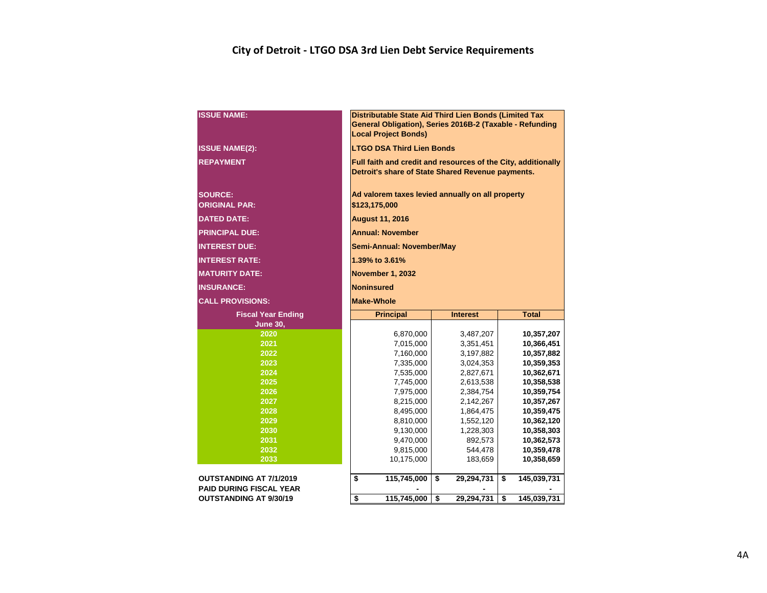# City of Detroit - LTGO DSA 3rd Lien Debt Service Requirements

| | |
|---|---|
| **ISSUE NAME:** | **Distributable State Aid Third Lien Bonds (Limited Tax General Obligation), Series 2016B-2 (Taxable - Refunding Local Project Bonds)** |
| **ISSUE NAME(2):** | **LTGO DSA Third Lien Bonds** |
| **REPAYMENT** | **Full faith and credit and resources of the City, additionally Detroit's share of State Shared Revenue payments.** |
| **SOURCE:** | **Ad valorem taxes levied annually on all property** |
| **ORIGINAL PAR:** | **$123,175,000** |
| **DATED DATE:** | **August 11, 2016** |
| **PRINCIPAL DUE:** | **Annual: November** |
| **INTEREST DUE:** | **Semi-Annual: November/May** |
| **INTEREST RATE:** | **1.39% to 3.61%** |
| **MATURITY DATE:** | **November 1, 2032** |
| **INSURANCE:** | **Noninsured** |
| **CALL PROVISIONS:** | **Make-Whole** |

| Fiscal Year Ending June 30, | Principal | Interest | Total |
|---|---|---|---|
| 2020 | 6,870,000 | 3,487,207 | **10,357,207** |
| 2021 | 7,015,000 | 3,351,451 | **10,366,451** |
| 2022 | 7,160,000 | 3,197,882 | **10,357,882** |
| 2023 | 7,335,000 | 3,024,353 | **10,359,353** |
| 2024 | 7,535,000 | 2,827,671 | **10,362,671** |
| 2025 | 7,745,000 | 2,613,538 | **10,358,538** |
| 2026 | 7,975,000 | 2,384,754 | **10,359,754** |
| 2027 | 8,215,000 | 2,142,267 | **10,357,267** |
| 2028 | 8,495,000 | 1,864,475 | **10,359,475** |
| 2029 | 8,810,000 | 1,552,120 | **10,362,120** |
| 2030 | 9,130,000 | 1,228,303 | **10,358,303** |
| 2031 | 9,470,000 | 892,573 | **10,362,573** |
| 2032 | 9,815,000 | 544,478 | **10,359,478** |
| 2033 | 10,175,000 | 183,659 | **10,358,659** |
| **OUTSTANDING AT 7/1/2019** | **$ 115,745,000** | **$ 29,294,731** | **$ 145,039,731** |
| **PAID DURING FISCAL YEAR** | **-** | **-** | **-** |
| **OUTSTANDING AT 9/30/19** | **$ 115,745,000** | **$ 29,294,731** | **$ 145,039,731** |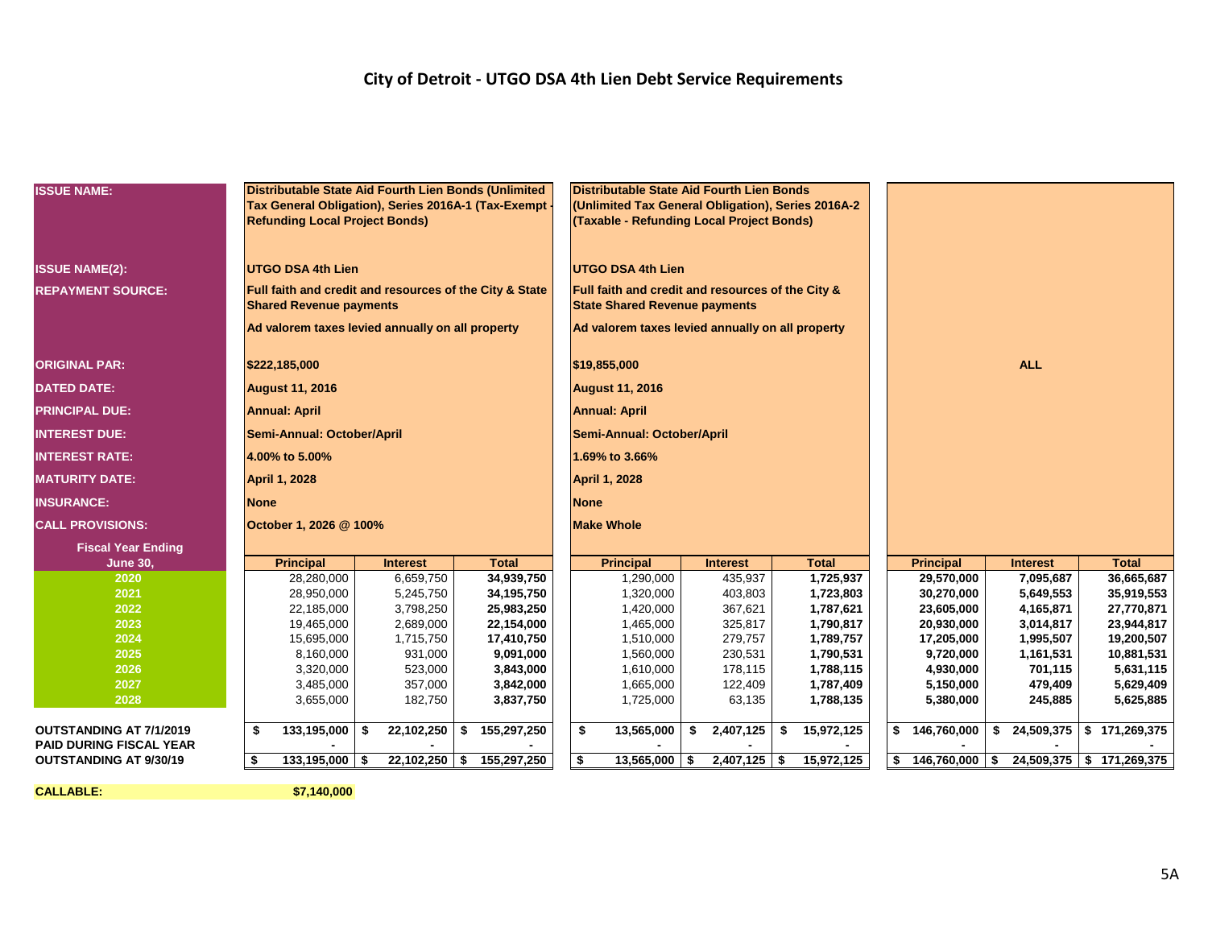## City of Detroit - UTGO DSA 4th Lien Debt Service Requirements

| ISSUE NAME: | Distributable State Aid Fourth Lien Bonds (Unlimited Tax General Obligation), Series 2016A-1 (Tax-Exempt - Refunding Local Project Bonds) | | | Distributable State Aid Fourth Lien Bonds (Unlimited Tax General Obligation), Series 2016A-2 (Taxable - Refunding Local Project Bonds) | | | | | |
|---|---|---|---|---|---|---|---|---|---|
| ISSUE NAME(2): | UTGO DSA 4th Lien | | | UTGO DSA 4th Lien | | | | | |
| REPAYMENT SOURCE: | Full faith and credit and resources of the City & State Shared Revenue payments | | | Full faith and credit and resources of the City & State Shared Revenue payments | | | | | |
| | Ad valorem taxes levied annually on all property | | | Ad valorem taxes levied annually on all property | | | | | |
| ORIGINAL PAR: | $222,185,000 | | | $19,855,000 | | | | ALL | |
| DATED DATE: | August 11, 2016 | | | August 11, 2016 | | | | | |
| PRINCIPAL DUE: | Annual: April | | | Annual: April | | | | | |
| INTEREST DUE: | Semi-Annual: October/April | | | Semi-Annual: October/April | | | | | |
| INTEREST RATE: | 4.00% to 5.00% | | | 1.69% to 3.66% | | | | | |
| MATURITY DATE: | April 1, 2028 | | | April 1, 2028 | | | | | |
| INSURANCE: | None | | | None | | | | | |
| CALL PROVISIONS: | October 1, 2026 @ 100% | | | Make Whole | | | | | |
| **Fiscal Year Ending June 30,** | **Principal** | **Interest** | **Total** | **Principal** | **Interest** | **Total** | **Principal** | **Interest** | **Total** |
| 2020 | 28,280,000 | 6,659,750 | **34,939,750** | 1,290,000 | 435,937 | **1,725,937** | **29,570,000** | **7,095,687** | **36,665,687** |
| 2021 | 28,950,000 | 5,245,750 | **34,195,750** | 1,320,000 | 403,803 | **1,723,803** | **30,270,000** | **5,649,553** | **35,919,553** |
| 2022 | 22,185,000 | 3,798,250 | **25,983,250** | 1,420,000 | 367,621 | **1,787,621** | **23,605,000** | **4,165,871** | **27,770,871** |
| 2023 | 19,465,000 | 2,689,000 | **22,154,000** | 1,465,000 | 325,817 | **1,790,817** | **20,930,000** | **3,014,817** | **23,944,817** |
| 2024 | 15,695,000 | 1,715,750 | **17,410,750** | 1,510,000 | 279,757 | **1,789,757** | **17,205,000** | **1,995,507** | **19,200,507** |
| 2025 | 8,160,000 | 931,000 | **9,091,000** | 1,560,000 | 230,531 | **1,790,531** | **9,720,000** | **1,161,531** | **10,881,531** |
| 2026 | 3,320,000 | 523,000 | **3,843,000** | 1,610,000 | 178,115 | **1,788,115** | **4,930,000** | **701,115** | **5,631,115** |
| 2027 | 3,485,000 | 357,000 | **3,842,000** | 1,665,000 | 122,409 | **1,787,409** | **5,150,000** | **479,409** | **5,629,409** |
| 2028 | 3,655,000 | 182,750 | **3,837,750** | 1,725,000 | 63,135 | **1,788,135** | **5,380,000** | **245,885** | **5,625,885** |
| **OUTSTANDING AT 7/1/2019** | **$ 133,195,000** | **$ 22,102,250** | **$ 155,297,250** | **$ 13,565,000** | **$ 2,407,125** | **$ 15,972,125** | **$ 146,760,000** | **$ 24,509,375** | **$ 171,269,375** |
| **PAID DURING FISCAL YEAR** | **-** | **-** | **-** | **-** | **-** | **-** | **-** | **-** | **-** |
| **OUTSTANDING AT 9/30/19** | **$ 133,195,000** | **$ 22,102,250** | **$ 155,297,250** | **$ 13,565,000** | **$ 2,407,125** | **$ 15,972,125** | **$ 146,760,000** | **$ 24,509,375** | **$ 171,269,375** |

**CALLABLE:** **$7,140,000**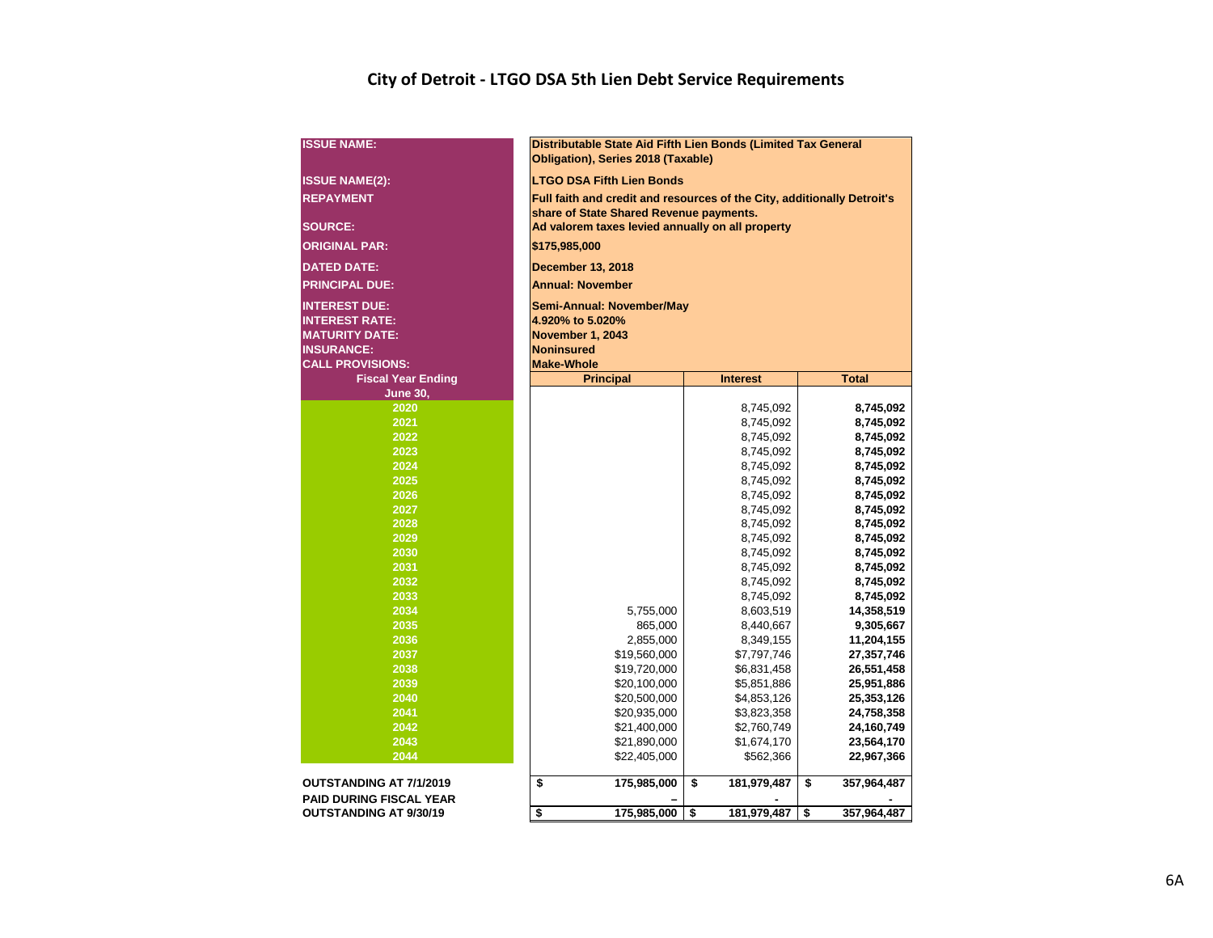# City of Detroit - LTGO DSA 5th Lien Debt Service Requirements

| | |
|---|---|
| **ISSUE NAME:** | **Distributable State Aid Fifth Lien Bonds (Limited Tax General Obligation), Series 2018 (Taxable)** |
| **ISSUE NAME(2):** | **LTGO DSA Fifth Lien Bonds** |
| **REPAYMENT SOURCE:** | **Full faith and credit and resources of the City, additionally Detroit's share of State Shared Revenue payments. Ad valorem taxes levied annually on all property** |
| **ORIGINAL PAR:** | **$175,985,000** |
| **DATED DATE:** | **December 13, 2018** |
| **PRINCIPAL DUE:** | **Annual: November** |
| **INTEREST DUE:** | **Semi-Annual: November/May** |
| **INTEREST RATE:** | **4.920% to 5.020%** |
| **MATURITY DATE:** | **November 1, 2043** |
| **INSURANCE:** | **Noninsured** |
| **CALL PROVISIONS:** | **Make-Whole** |

| Fiscal Year Ending June 30, | Principal | Interest | Total |
|---|---|---|---|
| 2020 | | 8,745,092 | 8,745,092 |
| 2021 | | 8,745,092 | 8,745,092 |
| 2022 | | 8,745,092 | 8,745,092 |
| 2023 | | 8,745,092 | 8,745,092 |
| 2024 | | 8,745,092 | 8,745,092 |
| 2025 | | 8,745,092 | 8,745,092 |
| 2026 | | 8,745,092 | 8,745,092 |
| 2027 | | 8,745,092 | 8,745,092 |
| 2028 | | 8,745,092 | 8,745,092 |
| 2029 | | 8,745,092 | 8,745,092 |
| 2030 | | 8,745,092 | 8,745,092 |
| 2031 | | 8,745,092 | 8,745,092 |
| 2032 | | 8,745,092 | 8,745,092 |
| 2033 | | 8,745,092 | 8,745,092 |
| 2034 | 5,755,000 | 8,603,519 | 14,358,519 |
| 2035 | 865,000 | 8,440,667 | 9,305,667 |
| 2036 | 2,855,000 | 8,349,155 | 11,204,155 |
| 2037 | $19,560,000 | $7,797,746 | 27,357,746 |
| 2038 | $19,720,000 | $6,831,458 | 26,551,458 |
| 2039 | $20,100,000 | $5,851,886 | 25,951,886 |
| 2040 | $20,500,000 | $4,853,126 | 25,353,126 |
| 2041 | $20,935,000 | $3,823,358 | 24,758,358 |
| 2042 | $21,400,000 | $2,760,749 | 24,160,749 |
| 2043 | $21,890,000 | $1,674,170 | 23,564,170 |
| 2044 | $22,405,000 | $562,366 | 22,967,366 |
| **OUTSTANDING AT 7/1/2019** | **$ 175,985,000** | **$ 181,979,487** | **$ 357,964,487** |
| **PAID DURING FISCAL YEAR** | **–** | **-** | **-** |
| **OUTSTANDING AT 9/30/19** | **$ 175,985,000** | **$ 181,979,487** | **$ 357,964,487** |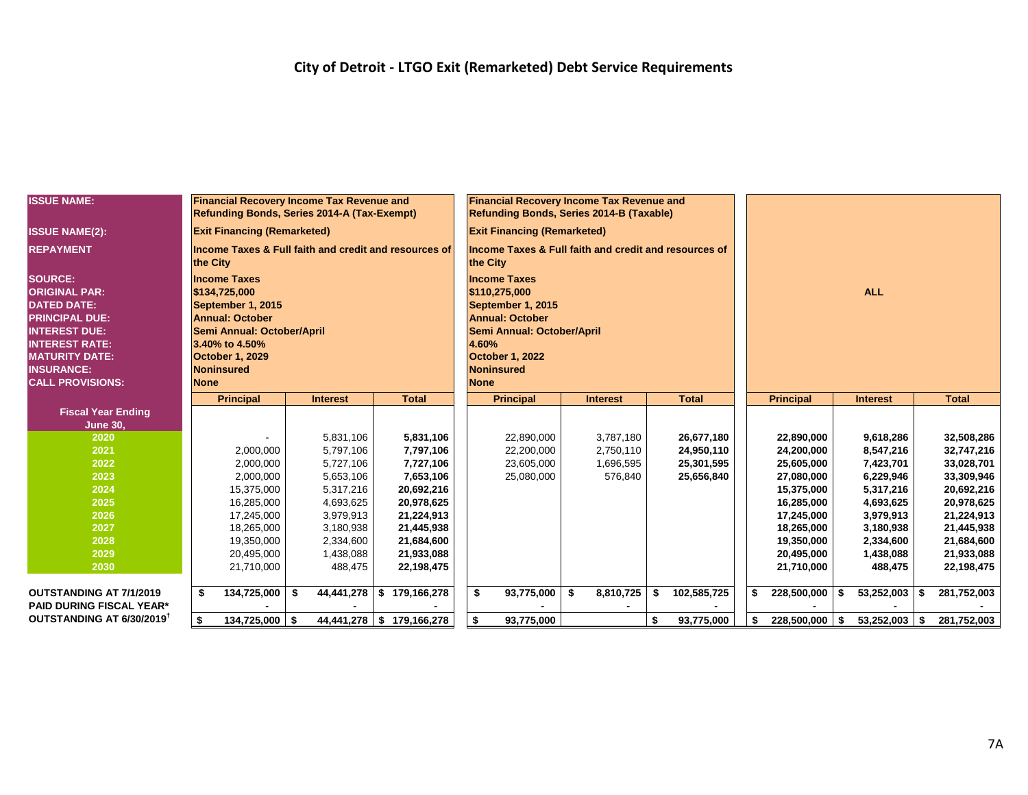# City of Detroit - LTGO Exit (Remarketed) Debt Service Requirements

| **ISSUE NAME:** | **Financial Recovery Income Tax Revenue and Refunding Bonds, Series 2014-A (Tax-Exempt)** | | | **Financial Recovery Income Tax Revenue and Refunding Bonds, Series 2014-B (Taxable)** | | | **ALL** | | |
|---|---|---|---|---|---|---|---|---|---|
| **ISSUE NAME(2):** | **Exit Financing (Remarketed)** | | | **Exit Financing (Remarketed)** | | | | | |
| **REPAYMENT** | **Income Taxes & Full faith and credit and resources of the City** | | | **Income Taxes & Full faith and credit and resources of the City** | | | | | |
| **SOURCE:** | **Income Taxes** | | | **Income Taxes** | | | | | |
| **ORIGINAL PAR:** | **$134,725,000** | | | **$110,275,000** | | | | | |
| **DATED DATE:** | **September 1, 2015** | | | **September 1, 2015** | | | | | |
| **PRINCIPAL DUE:** | **Annual: October** | | | **Annual: October** | | | | | |
| **INTEREST DUE:** | **Semi Annual: October/April** | | | **Semi Annual: October/April** | | | | | |
| **INTEREST RATE:** | **3.40% to 4.50%** | | | **4.60%** | | | | | |
| **MATURITY DATE:** | **October 1, 2029** | | | **October 1, 2022** | | | | | |
| **INSURANCE:** | **Noninsured** | | | **Noninsured** | | | | | |
| **CALL PROVISIONS:** | **None** | | | **None** | | | | | |
| **Fiscal Year Ending June 30,** | **Principal** | **Interest** | **Total** | **Principal** | **Interest** | **Total** | **Principal** | **Interest** | **Total** |
| **2020** | - | 5,831,106 | **5,831,106** | 22,890,000 | 3,787,180 | **26,677,180** | **22,890,000** | **9,618,286** | **32,508,286** |
| **2021** | 2,000,000 | 5,797,106 | **7,797,106** | 22,200,000 | 2,750,110 | **24,950,110** | **24,200,000** | **8,547,216** | **32,747,216** |
| **2022** | 2,000,000 | 5,727,106 | **7,727,106** | 23,605,000 | 1,696,595 | **25,301,595** | **25,605,000** | **7,423,701** | **33,028,701** |
| **2023** | 2,000,000 | 5,653,106 | **7,653,106** | 25,080,000 | 576,840 | **25,656,840** | **27,080,000** | **6,229,946** | **33,309,946** |
| **2024** | 15,375,000 | 5,317,216 | **20,692,216** | | | | **15,375,000** | **5,317,216** | **20,692,216** |
| **2025** | 16,285,000 | 4,693,625 | **20,978,625** | | | | **16,285,000** | **4,693,625** | **20,978,625** |
| **2026** | 17,245,000 | 3,979,913 | **21,224,913** | | | | **17,245,000** | **3,979,913** | **21,224,913** |
| **2027** | 18,265,000 | 3,180,938 | **21,445,938** | | | | **18,265,000** | **3,180,938** | **21,445,938** |
| **2028** | 19,350,000 | 2,334,600 | **21,684,600** | | | | **19,350,000** | **2,334,600** | **21,684,600** |
| **2029** | 20,495,000 | 1,438,088 | **21,933,088** | | | | **20,495,000** | **1,438,088** | **21,933,088** |
| **2030** | 21,710,000 | 488,475 | **22,198,475** | | | | **21,710,000** | **488,475** | **22,198,475** |
| **OUTSTANDING AT 7/1/2019** | **$ 134,725,000** | **$ 44,441,278** | **$ 179,166,278** | **$ 93,775,000** | **$ 8,810,725** | **$ 102,585,725** | **$ 228,500,000** | **$ 53,252,003** | **$ 281,752,003** |
| **PAID DURING FISCAL YEAR*** | **-** | **-** | **-** | **-** | **-** | **-** | **-** | **-** | **-** |
| **OUTSTANDING AT 6/30/2019**[†] | **$ 134,725,000** | **$ 44,441,278** | **$ 179,166,278** | **$ 93,775,000** | | **$ 93,775,000** | **$ 228,500,000** | **$ 53,252,003** | **$ 281,752,003** |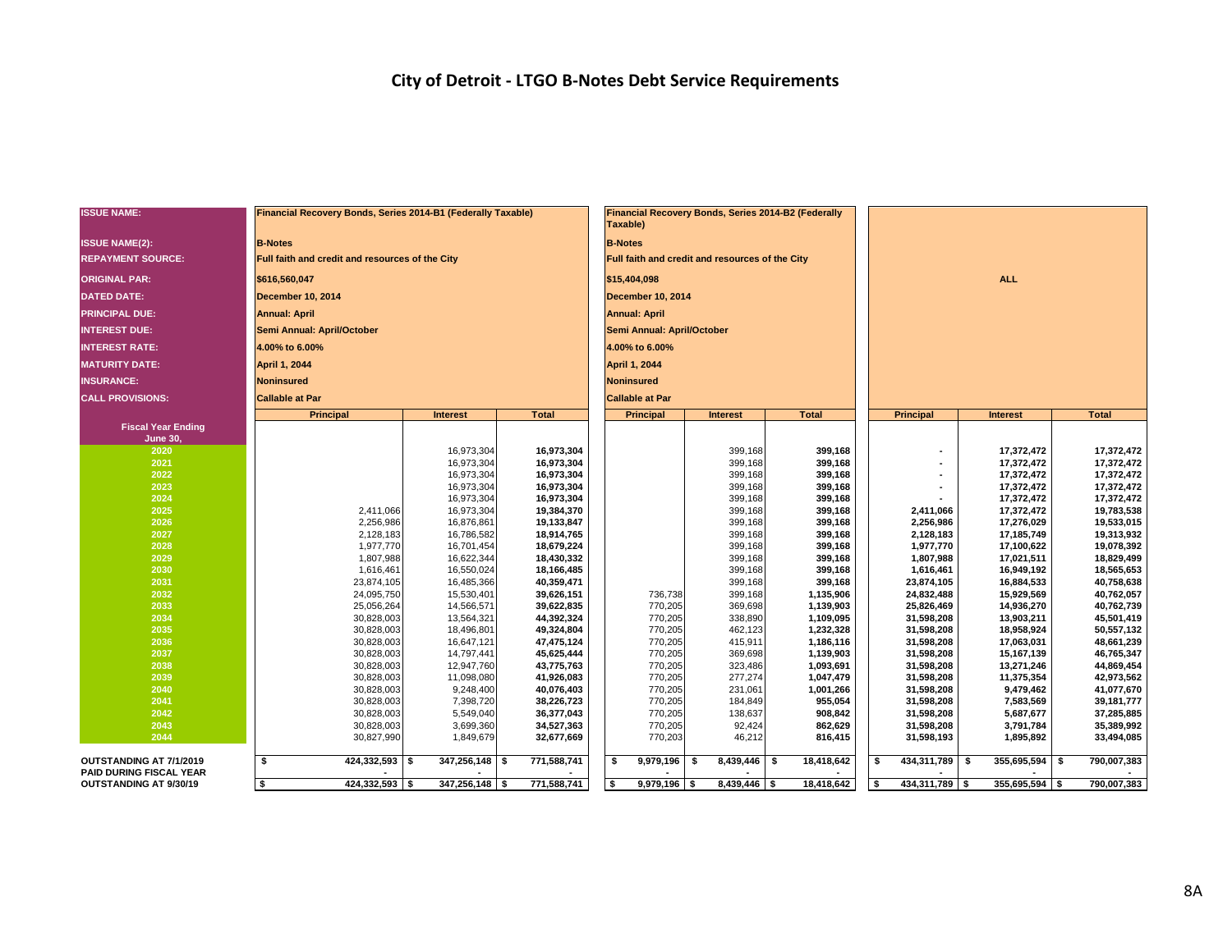# City of Detroit - LTGO B-Notes Debt Service Requirements

| ISSUE NAME: | Financial Recovery Bonds, Series 2014-B1 (Federally Taxable) | | | Financial Recovery Bonds, Series 2014-B2 (Federally Taxable) | | | | | |
|---|---|---|---|---|---|---|---|---|---|
| ISSUE NAME(2): | B-Notes | | | B-Notes | | | | | |
| REPAYMENT SOURCE: | Full faith and credit and resources of the City | | | Full faith and credit and resources of the City | | | | | |
| ORIGINAL PAR: | $616,560,047 | | | $15,404,098 | | | ALL | | |
| DATED DATE: | December 10, 2014 | | | December 10, 2014 | | | | | |
| PRINCIPAL DUE: | Annual: April | | | Annual: April | | | | | |
| INTEREST DUE: | Semi Annual: April/October | | | Semi Annual: April/October | | | | | |
| INTEREST RATE: | 4.00% to 6.00% | | | 4.00% to 6.00% | | | | | |
| MATURITY DATE: | April 1, 2044 | | | April 1, 2044 | | | | | |
| INSURANCE: | Noninsured | | | Noninsured | | | | | |
| CALL PROVISIONS: | Callable at Par | | | Callable at Par | | | | | |
| Fiscal Year Ending June 30, | Principal | Interest | Total | Principal | Interest | Total | Principal | Interest | Total |
| 2020 | | 16,973,304 | 16,973,304 | | 399,168 | 399,168 | - | 17,372,472 | 17,372,472 |
| 2021 | | 16,973,304 | 16,973,304 | | 399,168 | 399,168 | - | 17,372,472 | 17,372,472 |
| 2022 | | 16,973,304 | 16,973,304 | | 399,168 | 399,168 | - | 17,372,472 | 17,372,472 |
| 2023 | | 16,973,304 | 16,973,304 | | 399,168 | 399,168 | - | 17,372,472 | 17,372,472 |
| 2024 | | 16,973,304 | 16,973,304 | | 399,168 | 399,168 | - | 17,372,472 | 17,372,472 |
| 2025 | 2,411,066 | 16,973,304 | 19,384,370 | | 399,168 | 399,168 | 2,411,066 | 17,372,472 | 19,783,538 |
| 2026 | 2,256,986 | 16,876,861 | 19,133,847 | | 399,168 | 399,168 | 2,256,986 | 17,276,029 | 19,533,015 |
| 2027 | 2,128,183 | 16,786,582 | 18,914,765 | | 399,168 | 399,168 | 2,128,183 | 17,185,749 | 19,313,932 |
| 2028 | 1,977,770 | 16,701,454 | 18,679,224 | | 399,168 | 399,168 | 1,977,770 | 17,100,622 | 19,078,392 |
| 2029 | 1,807,988 | 16,622,344 | 18,430,332 | | 399,168 | 399,168 | 1,807,988 | 17,021,511 | 18,829,499 |
| 2030 | 1,616,461 | 16,550,024 | 18,166,485 | | 399,168 | 399,168 | 1,616,461 | 16,949,192 | 18,565,653 |
| 2031 | 23,874,105 | 16,485,366 | 40,359,471 | | 399,168 | 399,168 | 23,874,105 | 16,884,533 | 40,758,638 |
| 2032 | 24,095,750 | 15,530,401 | 39,626,151 | 736,738 | 399,168 | 1,135,906 | 24,832,488 | 15,929,569 | 40,762,057 |
| 2033 | 25,056,264 | 14,566,571 | 39,622,835 | 770,205 | 369,698 | 1,139,903 | 25,826,469 | 14,936,270 | 40,762,739 |
| 2034 | 30,828,003 | 13,564,321 | 44,392,324 | 770,205 | 338,890 | 1,109,095 | 31,598,208 | 13,903,211 | 45,501,419 |
| 2035 | 30,828,003 | 18,496,801 | 49,324,804 | 770,205 | 462,123 | 1,232,328 | 31,598,208 | 18,958,924 | 50,557,132 |
| 2036 | 30,828,003 | 16,647,121 | 47,475,124 | 770,205 | 415,911 | 1,186,116 | 31,598,208 | 17,063,031 | 48,661,239 |
| 2037 | 30,828,003 | 14,797,441 | 45,625,444 | 770,205 | 369,698 | 1,139,903 | 31,598,208 | 15,167,139 | 46,765,347 |
| 2038 | 30,828,003 | 12,947,760 | 43,775,763 | 770,205 | 323,486 | 1,093,691 | 31,598,208 | 13,271,246 | 44,869,454 |
| 2039 | 30,828,003 | 11,098,080 | 41,926,083 | 770,205 | 277,274 | 1,047,479 | 31,598,208 | 11,375,354 | 42,973,562 |
| 2040 | 30,828,003 | 9,248,400 | 40,076,403 | 770,205 | 231,061 | 1,001,266 | 31,598,208 | 9,479,462 | 41,077,670 |
| 2041 | 30,828,003 | 7,398,720 | 38,226,723 | 770,205 | 184,849 | 955,054 | 31,598,208 | 7,583,569 | 39,181,777 |
| 2042 | 30,828,003 | 5,549,040 | 36,377,043 | 770,205 | 138,637 | 908,842 | 31,598,208 | 5,687,677 | 37,285,885 |
| 2043 | 30,828,003 | 3,699,360 | 34,527,363 | 770,205 | 92,424 | 862,629 | 31,598,208 | 3,791,784 | 35,389,992 |
| 2044 | 30,827,990 | 1,849,679 | 32,677,669 | 770,203 | 46,212 | 816,415 | 31,598,193 | 1,895,892 | 33,494,085 |
| OUTSTANDING AT 7/1/2019 | $ 424,332,593 | $ 347,256,148 | $ 771,588,741 | $ 9,979,196 | $ 8,439,446 | $ 18,418,642 | $ 434,311,789 | $ 355,695,594 | $ 790,007,383 |
| PAID DURING FISCAL YEAR | - | - | - | - | - | - | - | - | - |
| OUTSTANDING AT 9/30/19 | $ 424,332,593 | $ 347,256,148 | $ 771,588,741 | $ 9,979,196 | $ 8,439,446 | $ 18,418,642 | $ 434,311,789 | $ 355,695,594 | $ 790,007,383 |

8A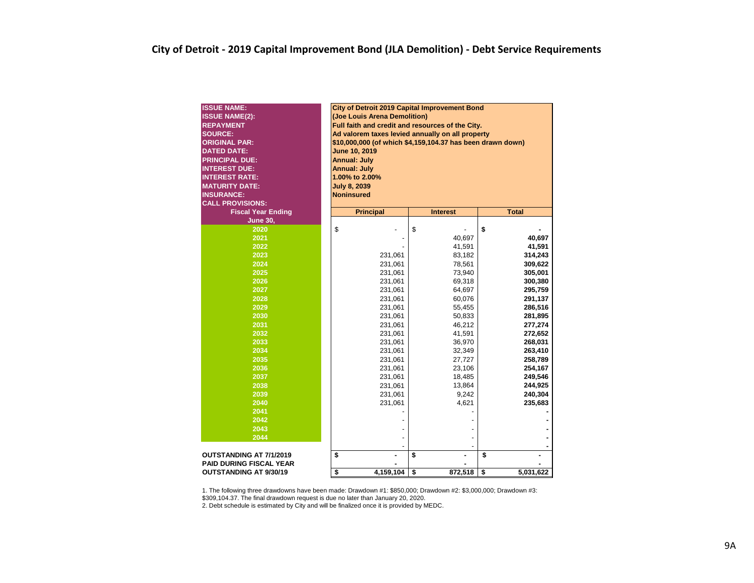# City of Detroit - 2019 Capital Improvement Bond (JLA Demolition) - Debt Service Requirements

| | |
|---|---|
| **ISSUE NAME:** | **City of Detroit 2019 Capital Improvement Bond** |
| **ISSUE NAME(2):** | **(Joe Louis Arena Demolition)** |
| **REPAYMENT** | **Full faith and credit and resources of the City.** |
| **SOURCE:** | **Ad valorem taxes levied annually on all property** |
| **ORIGINAL PAR:** | **$10,000,000 (of which $4,159,104.37 has been drawn down)** |
| **DATED DATE:** | **June 10, 2019** |
| **PRINCIPAL DUE:** | **Annual: July** |
| **INTEREST DUE:** | **Annual: July** |
| **INTEREST RATE:** | **1.00% to 2.00%** |
| **MATURITY DATE:** | **July 8, 2039** |
| **INSURANCE:** | **Noninsured** |
| **CALL PROVISIONS:** | |

| Fiscal Year Ending June 30, | Principal | Interest | Total |
|---|---|---|---|
| 2020 | $ - | $ - | **$ -** |
| 2021 | - | 40,697 | **40,697** |
| 2022 | - | 41,591 | **41,591** |
| 2023 | 231,061 | 83,182 | **314,243** |
| 2024 | 231,061 | 78,561 | **309,622** |
| 2025 | 231,061 | 73,940 | **305,001** |
| 2026 | 231,061 | 69,318 | **300,380** |
| 2027 | 231,061 | 64,697 | **295,759** |
| 2028 | 231,061 | 60,076 | **291,137** |
| 2029 | 231,061 | 55,455 | **286,516** |
| 2030 | 231,061 | 50,833 | **281,895** |
| 2031 | 231,061 | 46,212 | **277,274** |
| 2032 | 231,061 | 41,591 | **272,652** |
| 2033 | 231,061 | 36,970 | **268,031** |
| 2034 | 231,061 | 32,349 | **263,410** |
| 2035 | 231,061 | 27,727 | **258,789** |
| 2036 | 231,061 | 23,106 | **254,167** |
| 2037 | 231,061 | 18,485 | **249,546** |
| 2038 | 231,061 | 13,864 | **244,925** |
| 2039 | 231,061 | 9,242 | **240,304** |
| 2040 | 231,061 | 4,621 | **235,683** |
| 2041 | - | - | **-** |
| 2042 | - | - | **-** |
| 2043 | - | - | **-** |
| 2044 | - | - | **-** |
| | - | - | **-** |
| **OUTSTANDING AT 7/1/2019** | **$ -** | **$ -** | **$ -** |
| **PAID DURING FISCAL YEAR** | **-** | **-** | **-** |
| **OUTSTANDING AT 9/30/19** | **$ 4,159,104** | **$ 872,518** | **$ 5,031,622** |

1. The following three drawdowns have been made: Drawdown #1: $850,000; Drawdown #2: $3,000,000; Drawdown #3: $309,104.37. The final drawdown request is due no later than January 20, 2020.
2. Debt schedule is estimated by City and will be finalized once it is provided by MEDC.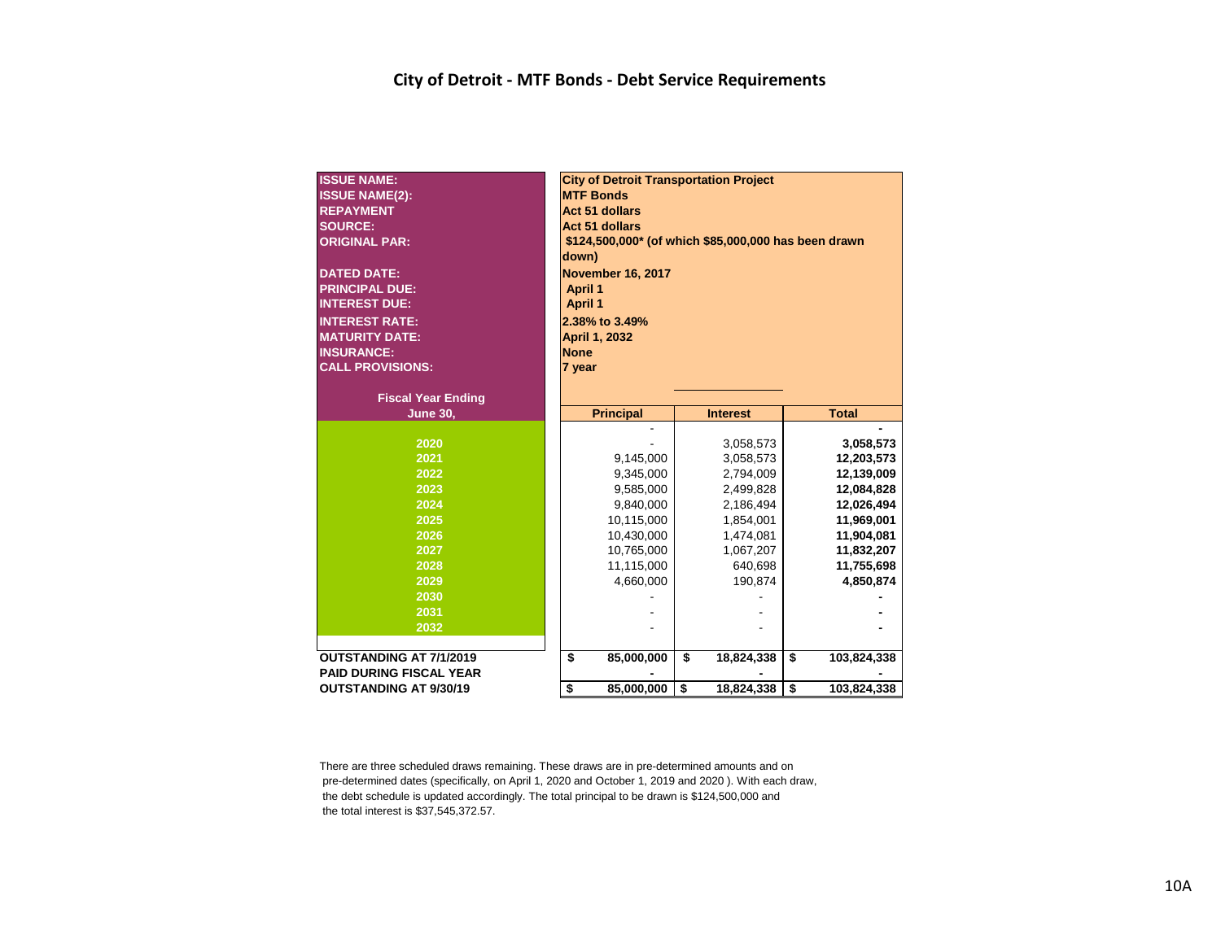# City of Detroit - MTF Bonds - Debt Service Requirements

| | |
|---|---|
| **ISSUE NAME:** | **City of Detroit Transportation Project** |
| **ISSUE NAME(2):** | **MTF Bonds** |
| **REPAYMENT** | **Act 51 dollars** |
| **SOURCE:** | **Act 51 dollars** |
| **ORIGINAL PAR:** | **$124,500,000* (of which $85,000,000 has been drawn down)** |
| **DATED DATE:** | **November 16, 2017** |
| **PRINCIPAL DUE:** | **April 1** |
| **INTEREST DUE:** | **April 1** |
| **INTEREST RATE:** | **2.38% to 3.49%** |
| **MATURITY DATE:** | **April 1, 2032** |
| **INSURANCE:** | **None** |
| **CALL PROVISIONS:** | **7 year** |

| Fiscal Year Ending June 30, | Principal | Interest | Total |
|---|---|---|---|
| | - | | **-** |
| 2020 | - | 3,058,573 | **3,058,573** |
| 2021 | 9,145,000 | 3,058,573 | **12,203,573** |
| 2022 | 9,345,000 | 2,794,009 | **12,139,009** |
| 2023 | 9,585,000 | 2,499,828 | **12,084,828** |
| 2024 | 9,840,000 | 2,186,494 | **12,026,494** |
| 2025 | 10,115,000 | 1,854,001 | **11,969,001** |
| 2026 | 10,430,000 | 1,474,081 | **11,904,081** |
| 2027 | 10,765,000 | 1,067,207 | **11,832,207** |
| 2028 | 11,115,000 | 640,698 | **11,755,698** |
| 2029 | 4,660,000 | 190,874 | **4,850,874** |
| 2030 | - | - | **-** |
| 2031 | - | - | **-** |
| 2032 | - | - | **-** |
| **OUTSTANDING AT 7/1/2019** | **$ 85,000,000** | **$ 18,824,338** | **$ 103,824,338** |
| **PAID DURING FISCAL YEAR** | **-** | **-** | **-** |
| **OUTSTANDING AT 9/30/19** | **$ 85,000,000** | **$ 18,824,338** | **$ 103,824,338** |

There are three scheduled draws remaining. These draws are in pre-determined amounts and on pre-determined dates (specifically, on April 1, 2020 and October 1, 2019 and 2020 ). With each draw, the debt schedule is updated accordingly. The total principal to be drawn is $124,500,000 and the total interest is $37,545,372.57.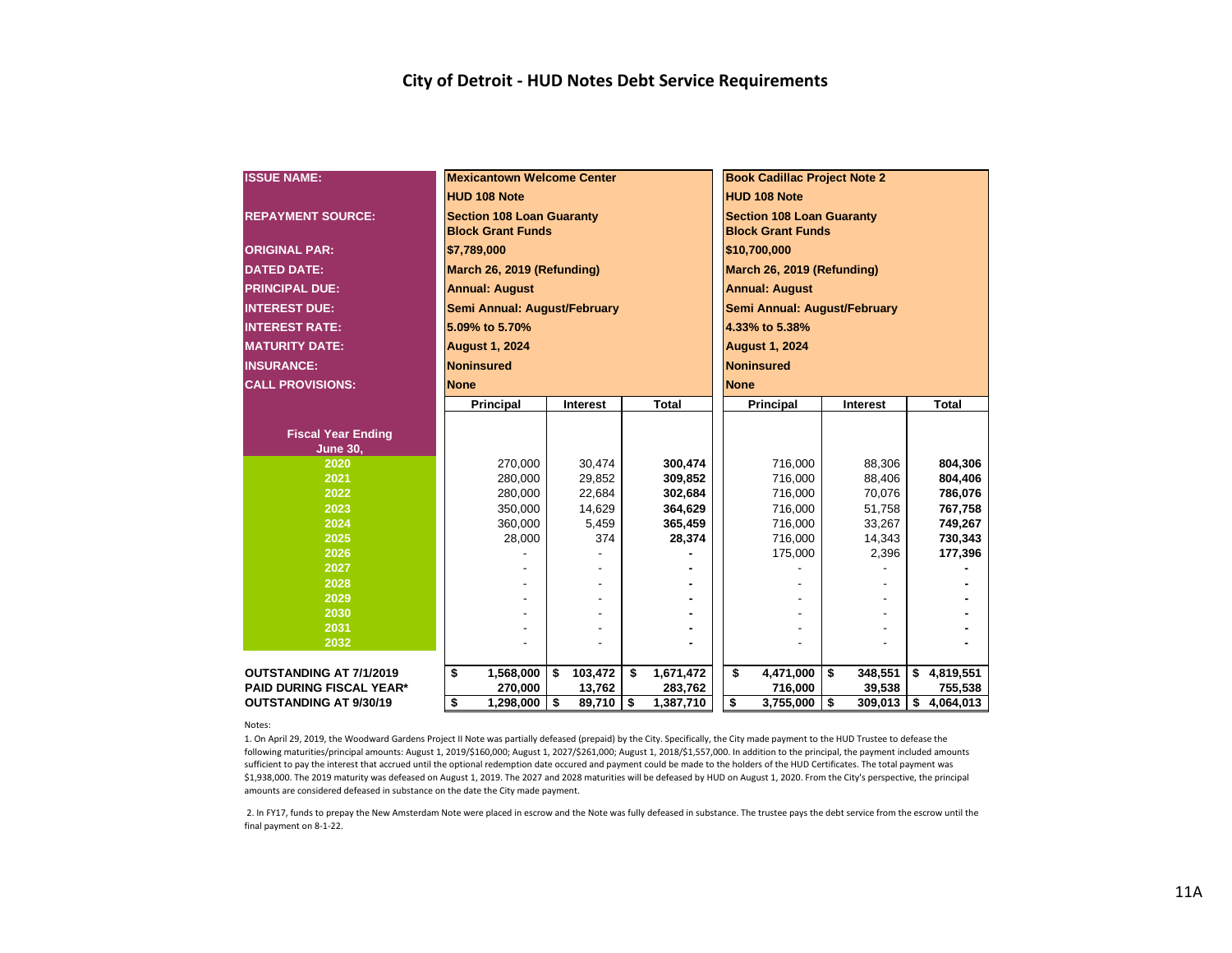# City of Detroit - HUD Notes Debt Service Requirements

| ISSUE NAME: | Mexicantown Welcome Center | | | Book Cadillac Project Note 2 | | |
|---|---|---|---|---|---|---|
| | HUD 108 Note | | | HUD 108 Note | | |
| REPAYMENT SOURCE: | Section 108 Loan Guaranty Block Grant Funds | | | Section 108 Loan Guaranty Block Grant Funds | | |
| ORIGINAL PAR: | $7,789,000 | | | $10,700,000 | | |
| DATED DATE: | March 26, 2019 (Refunding) | | | March 26, 2019 (Refunding) | | |
| PRINCIPAL DUE: | Annual: August | | | Annual: August | | |
| INTEREST DUE: | Semi Annual: August/February | | | Semi Annual: August/February | | |
| INTEREST RATE: | 5.09% to 5.70% | | | 4.33% to 5.38% | | |
| MATURITY DATE: | August 1, 2024 | | | August 1, 2024 | | |
| INSURANCE: | Noninsured | | | Noninsured | | |
| CALL PROVISIONS: | None | | | None | | |
| **Fiscal Year Ending June 30,** | **Principal** | **Interest** | **Total** | **Principal** | **Interest** | **Total** |
| 2020 | 270,000 | 30,474 | **300,474** | 716,000 | 88,306 | **804,306** |
| 2021 | 280,000 | 29,852 | **309,852** | 716,000 | 88,406 | **804,406** |
| 2022 | 280,000 | 22,684 | **302,684** | 716,000 | 70,076 | **786,076** |
| 2023 | 350,000 | 14,629 | **364,629** | 716,000 | 51,758 | **767,758** |
| 2024 | 360,000 | 5,459 | **365,459** | 716,000 | 33,267 | **749,267** |
| 2025 | 28,000 | 374 | **28,374** | 716,000 | 14,343 | **730,343** |
| 2026 | - | - | **-** | 175,000 | 2,396 | **177,396** |
| 2027 | - | - | **-** | - | - | **-** |
| 2028 | - | - | **-** | - | - | **-** |
| 2029 | - | - | **-** | - | - | **-** |
| 2030 | - | - | **-** | - | - | **-** |
| 2031 | - | - | **-** | - | - | **-** |
| 2032 | - | - | **-** | - | - | **-** |
| **OUTSTANDING AT 7/1/2019** | **$ 1,568,000** | **$ 103,472** | **$ 1,671,472** | **$ 4,471,000** | **$ 348,551** | **$ 4,819,551** |
| **PAID DURING FISCAL YEAR*** | **270,000** | **13,762** | **283,762** | **716,000** | **39,538** | **755,538** |
| **OUTSTANDING AT 9/30/19** | **$ 1,298,000** | **$ 89,710** | **$ 1,387,710** | **$ 3,755,000** | **$ 309,013** | **$ 4,064,013** |

Notes:

1. On April 29, 2019, the Woodward Gardens Project II Note was partially defeased (prepaid) by the City. Specifically, the City made payment to the HUD Trustee to defease the following maturities/principal amounts: August 1, 2019/$160,000; August 1, 2027/$261,000; August 1, 2018/$1,557,000. In addition to the principal, the payment included amounts sufficient to pay the interest that accrued until the optional redemption date occured and payment could be made to the holders of the HUD Certificates. The total payment was $1,938,000. The 2019 maturity was defeased on August 1, 2019. The 2027 and 2028 maturities will be defeased by HUD on August 1, 2020. From the City's perspective, the principal amounts are considered defeased in substance on the date the City made payment.

2. In FY17, funds to prepay the New Amsterdam Note were placed in escrow and the Note was fully defeased in substance. The trustee pays the debt service from the escrow until the final payment on 8-1-22.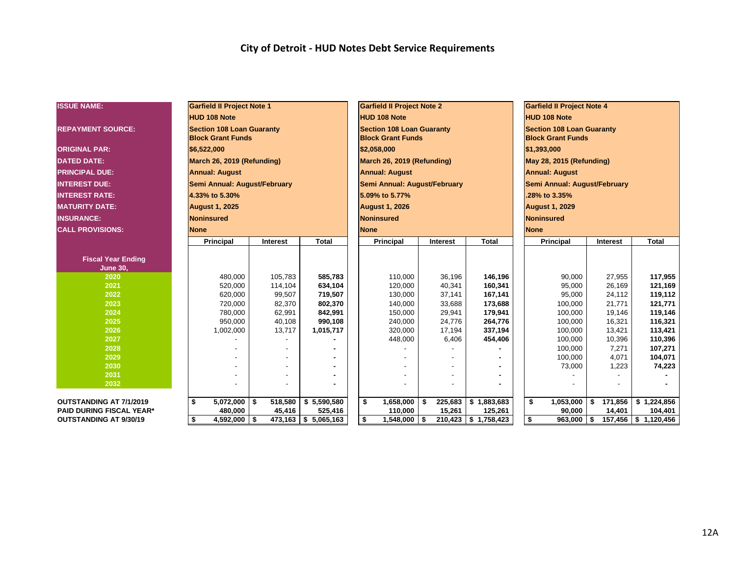# City of Detroit - HUD Notes Debt Service Requirements

| ISSUE NAME: | Garfield II Project Note 1 | | | Garfield II Project Note 2 | | | Garfield II Project Note 4 | | |
|---|---|---|---|---|---|---|---|---|---|
| | HUD 108 Note | | | HUD 108 Note | | | HUD 108 Note | | |
| REPAYMENT SOURCE: | Section 108 Loan Guaranty Block Grant Funds | | | Section 108 Loan Guaranty Block Grant Funds | | | Section 108 Loan Guaranty Block Grant Funds | | |
| ORIGINAL PAR: | $6,522,000 | | | $2,058,000 | | | $1,393,000 | | |
| DATED DATE: | March 26, 2019 (Refunding) | | | March 26, 2019 (Refunding) | | | May 28, 2015 (Refunding) | | |
| PRINCIPAL DUE: | Annual: August | | | Annual: August | | | Annual: August | | |
| INTEREST DUE: | Semi Annual: August/February | | | Semi Annual: August/February | | | Semi Annual: August/February | | |
| INTEREST RATE: | 4.33% to 5.30% | | | 5.09% to 5.77% | | | .28% to 3.35% | | |
| MATURITY DATE: | August 1, 2025 | | | August 1, 2026 | | | August 1, 2029 | | |
| INSURANCE: | Noninsured | | | Noninsured | | | Noninsured | | |
| CALL PROVISIONS: | None | | | None | | | None | | |
| **Fiscal Year Ending June 30,** | **Principal** | **Interest** | **Total** | **Principal** | **Interest** | **Total** | **Principal** | **Interest** | **Total** |
| 2020 | 480,000 | 105,783 | **585,783** | 110,000 | 36,196 | **146,196** | 90,000 | 27,955 | **117,955** |
| 2021 | 520,000 | 114,104 | **634,104** | 120,000 | 40,341 | **160,341** | 95,000 | 26,169 | **121,169** |
| 2022 | 620,000 | 99,507 | **719,507** | 130,000 | 37,141 | **167,141** | 95,000 | 24,112 | **119,112** |
| 2023 | 720,000 | 82,370 | **802,370** | 140,000 | 33,688 | **173,688** | 100,000 | 21,771 | **121,771** |
| 2024 | 780,000 | 62,991 | **842,991** | 150,000 | 29,941 | **179,941** | 100,000 | 19,146 | **119,146** |
| 2025 | 950,000 | 40,108 | **990,108** | 240,000 | 24,776 | **264,776** | 100,000 | 16,321 | **116,321** |
| 2026 | 1,002,000 | 13,717 | **1,015,717** | 320,000 | 17,194 | **337,194** | 100,000 | 13,421 | **113,421** |
| 2027 | - | - | **-** | 448,000 | 6,406 | **454,406** | 100,000 | 10,396 | **110,396** |
| 2028 | - | - | **-** | - | - | **-** | 100,000 | 7,271 | **107,271** |
| 2029 | - | - | **-** | - | - | **-** | 100,000 | 4,071 | **104,071** |
| 2030 | - | - | **-** | - | - | **-** | 73,000 | 1,223 | **74,223** |
| 2031 | - | - | **-** | - | - | **-** | - | - | **-** |
| 2032 | - | - | **-** | - | - | **-** | - | - | **-** |
| **OUTSTANDING AT 7/1/2019** | **$ 5,072,000** | **$ 518,580** | **$ 5,590,580** | **$ 1,658,000** | **$ 225,683** | **$ 1,883,683** | **$ 1,053,000** | **$ 171,856** | **$ 1,224,856** |
| **PAID DURING FISCAL YEAR*** | **480,000** | **45,416** | **525,416** | **110,000** | **15,261** | **125,261** | **90,000** | **14,401** | **104,401** |
| **OUTSTANDING AT 9/30/19** | **$ 4,592,000** | **$ 473,163** | **$ 5,065,163** | **$ 1,548,000** | **$ 210,423** | **$ 1,758,423** | **$ 963,000** | **$ 157,456** | **$ 1,120,456** |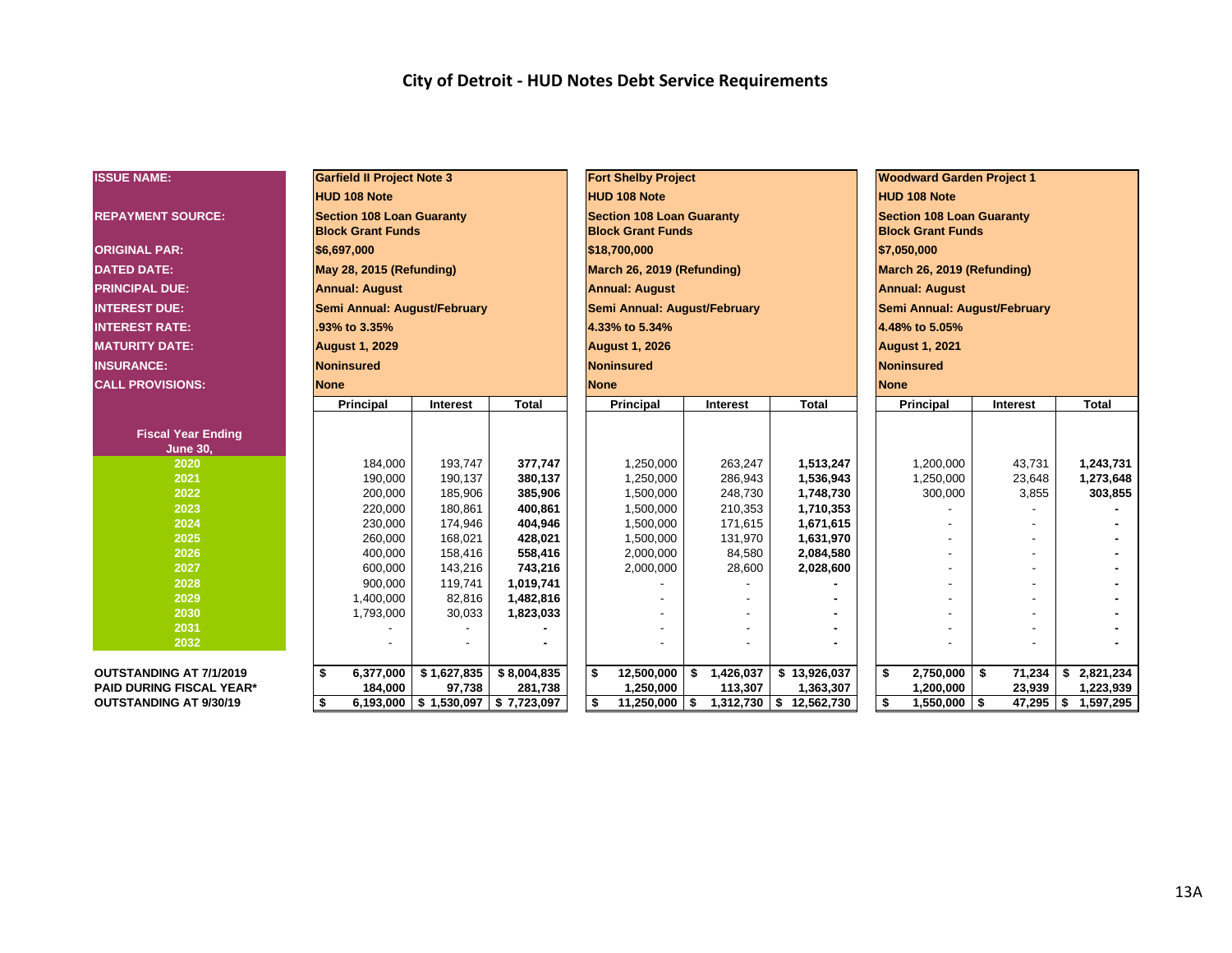# City of Detroit - HUD Notes Debt Service Requirements

| ISSUE NAME: | Garfield II Project Note 3 | | | Fort Shelby Project | | | Woodward Garden Project 1 | | |
|---|---|---|---|---|---|---|---|---|---|
| | HUD 108 Note | | | HUD 108 Note | | | HUD 108 Note | | |
| REPAYMENT SOURCE: | Section 108 Loan Guaranty Block Grant Funds | | | Section 108 Loan Guaranty Block Grant Funds | | | Section 108 Loan Guaranty Block Grant Funds | | |
| ORIGINAL PAR: | $6,697,000 | | | $18,700,000 | | | $7,050,000 | | |
| DATED DATE: | May 28, 2015 (Refunding) | | | March 26, 2019 (Refunding) | | | March 26, 2019 (Refunding) | | |
| PRINCIPAL DUE: | Annual: August | | | Annual: August | | | Annual: August | | |
| INTEREST DUE: | Semi Annual: August/February | | | Semi Annual: August/February | | | Semi Annual: August/February | | |
| INTEREST RATE: | .93% to 3.35% | | | 4.33% to 5.34% | | | 4.48% to 5.05% | | |
| MATURITY DATE: | August 1, 2029 | | | August 1, 2026 | | | August 1, 2021 | | |
| INSURANCE: | Noninsured | | | Noninsured | | | Noninsured | | |
| CALL PROVISIONS: | None | | | None | | | None | | |
| **Fiscal Year Ending June 30,** | **Principal** | **Interest** | **Total** | **Principal** | **Interest** | **Total** | **Principal** | **Interest** | **Total** |
| 2020 | 184,000 | 193,747 | 377,747 | 1,250,000 | 263,247 | 1,513,247 | 1,200,000 | 43,731 | 1,243,731 |
| 2021 | 190,000 | 190,137 | 380,137 | 1,250,000 | 286,943 | 1,536,943 | 1,250,000 | 23,648 | 1,273,648 |
| 2022 | 200,000 | 185,906 | 385,906 | 1,500,000 | 248,730 | 1,748,730 | 300,000 | 3,855 | 303,855 |
| 2023 | 220,000 | 180,861 | 400,861 | 1,500,000 | 210,353 | 1,710,353 | - | - | - |
| 2024 | 230,000 | 174,946 | 404,946 | 1,500,000 | 171,615 | 1,671,615 | - | - | - |
| 2025 | 260,000 | 168,021 | 428,021 | 1,500,000 | 131,970 | 1,631,970 | - | - | - |
| 2026 | 400,000 | 158,416 | 558,416 | 2,000,000 | 84,580 | 2,084,580 | - | - | - |
| 2027 | 600,000 | 143,216 | 743,216 | 2,000,000 | 28,600 | 2,028,600 | - | - | - |
| 2028 | 900,000 | 119,741 | 1,019,741 | - | - | - | - | - | - |
| 2029 | 1,400,000 | 82,816 | 1,482,816 | - | - | - | - | - | - |
| 2030 | 1,793,000 | 30,033 | 1,823,033 | - | - | - | - | - | - |
| 2031 | - | - | - | - | - | - | - | - | - |
| 2032 | - | - | - | - | - | - | - | - | - |
| OUTSTANDING AT 7/1/2019 | $ 6,377,000 | $ 1,627,835 | $ 8,004,835 | $ 12,500,000 | $ 1,426,037 | $ 13,926,037 | $ 2,750,000 | $ 71,234 | $ 2,821,234 |
| PAID DURING FISCAL YEAR* | 184,000 | 97,738 | 281,738 | 1,250,000 | 113,307 | 1,363,307 | 1,200,000 | 23,939 | 1,223,939 |
| OUTSTANDING AT 9/30/19 | $ 6,193,000 | $ 1,530,097 | $ 7,723,097 | $ 11,250,000 | $ 1,312,730 | $ 12,562,730 | $ 1,550,000 | $ 47,295 | $ 1,597,295 |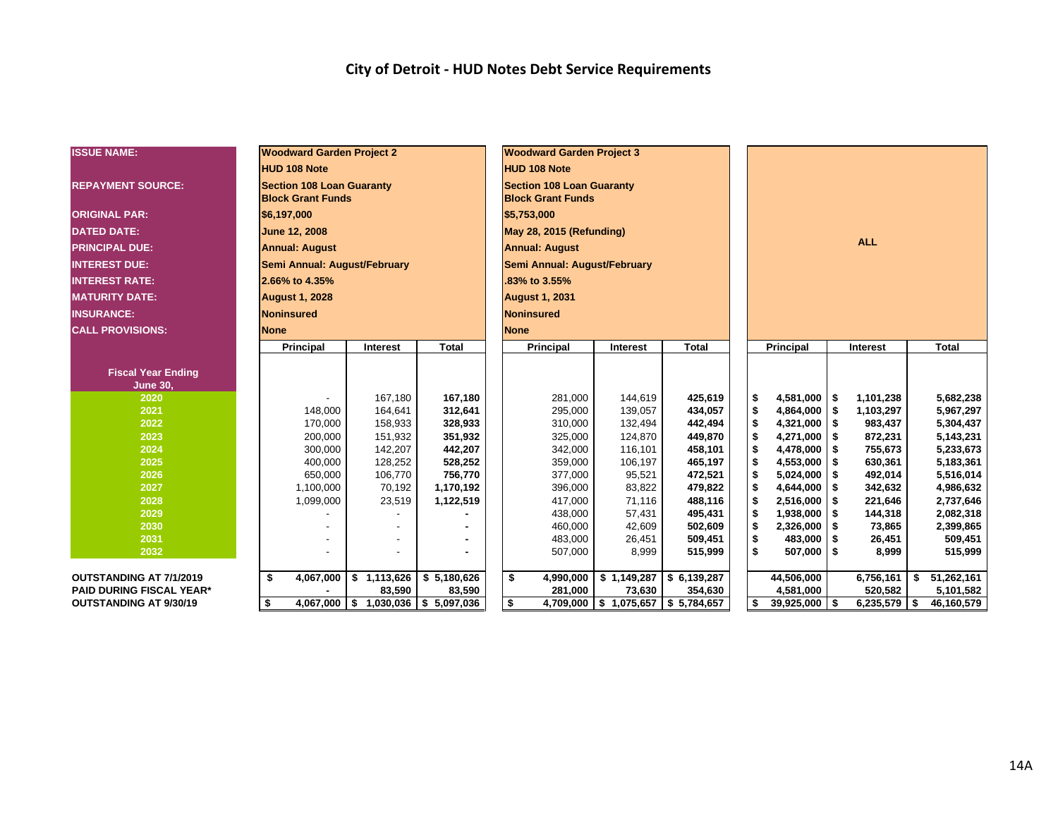# City of Detroit - HUD Notes Debt Service Requirements

| ISSUE NAME: | Woodward Garden Project 2 | | | Woodward Garden Project 3 | | | ALL | | |
|---|---|---|---|---|---|---|---|---|---|
| | HUD 108 Note | | | HUD 108 Note | | | | | |
| REPAYMENT SOURCE: | Section 108 Loan Guaranty Block Grant Funds | | | Section 108 Loan Guaranty Block Grant Funds | | | | | |
| ORIGINAL PAR: | $6,197,000 | | | $5,753,000 | | | | | |
| DATED DATE: | June 12, 2008 | | | May 28, 2015 (Refunding) | | | | | |
| PRINCIPAL DUE: | Annual: August | | | Annual: August | | | | | |
| INTEREST DUE: | Semi Annual: August/February | | | Semi Annual: August/February | | | | | |
| INTEREST RATE: | 2.66% to 4.35% | | | .83% to 3.55% | | | | | |
| MATURITY DATE: | August 1, 2028 | | | August 1, 2031 | | | | | |
| INSURANCE: | Noninsured | | | Noninsured | | | | | |
| CALL PROVISIONS: | None | | | None | | | | | |
| **Fiscal Year Ending June 30,** | **Principal** | **Interest** | **Total** | **Principal** | **Interest** | **Total** | **Principal** | **Interest** | **Total** |
| 2020 | - | 167,180 | 167,180 | 281,000 | 144,619 | 425,619 | $ 4,581,000 | $ 1,101,238 | 5,682,238 |
| 2021 | 148,000 | 164,641 | 312,641 | 295,000 | 139,057 | 434,057 | $ 4,864,000 | $ 1,103,297 | 5,967,297 |
| 2022 | 170,000 | 158,933 | 328,933 | 310,000 | 132,494 | 442,494 | $ 4,321,000 | $ 983,437 | 5,304,437 |
| 2023 | 200,000 | 151,932 | 351,932 | 325,000 | 124,870 | 449,870 | $ 4,271,000 | $ 872,231 | 5,143,231 |
| 2024 | 300,000 | 142,207 | 442,207 | 342,000 | 116,101 | 458,101 | $ 4,478,000 | $ 755,673 | 5,233,673 |
| 2025 | 400,000 | 128,252 | 528,252 | 359,000 | 106,197 | 465,197 | $ 4,553,000 | $ 630,361 | 5,183,361 |
| 2026 | 650,000 | 106,770 | 756,770 | 377,000 | 95,521 | 472,521 | $ 5,024,000 | $ 492,014 | 5,516,014 |
| 2027 | 1,100,000 | 70,192 | 1,170,192 | 396,000 | 83,822 | 479,822 | $ 4,644,000 | $ 342,632 | 4,986,632 |
| 2028 | 1,099,000 | 23,519 | 1,122,519 | 417,000 | 71,116 | 488,116 | $ 2,516,000 | $ 221,646 | 2,737,646 |
| 2029 | - | - | - | 438,000 | 57,431 | 495,431 | $ 1,938,000 | $ 144,318 | 2,082,318 |
| 2030 | - | - | - | 460,000 | 42,609 | 502,609 | $ 2,326,000 | $ 73,865 | 2,399,865 |
| 2031 | - | - | - | 483,000 | 26,451 | 509,451 | $ 483,000 | $ 26,451 | 509,451 |
| 2032 | - | - | - | 507,000 | 8,999 | 515,999 | $ 507,000 | $ 8,999 | 515,999 |
| **OUTSTANDING AT 7/1/2019** | $ 4,067,000 | $ 1,113,626 | $ 5,180,626 | $ 4,990,000 | $ 1,149,287 | $ 6,139,287 | 44,506,000 | 6,756,161 | $ 51,262,161 |
| **PAID DURING FISCAL YEAR*** | - | 83,590 | 83,590 | 281,000 | 73,630 | 354,630 | 4,581,000 | 520,582 | 5,101,582 |
| **OUTSTANDING AT 9/30/19** | $ 4,067,000 | $ 1,030,036 | $ 5,097,036 | $ 4,709,000 | $ 1,075,657 | $ 5,784,657 | $ 39,925,000 | $ 6,235,579 | $ 46,160,579 |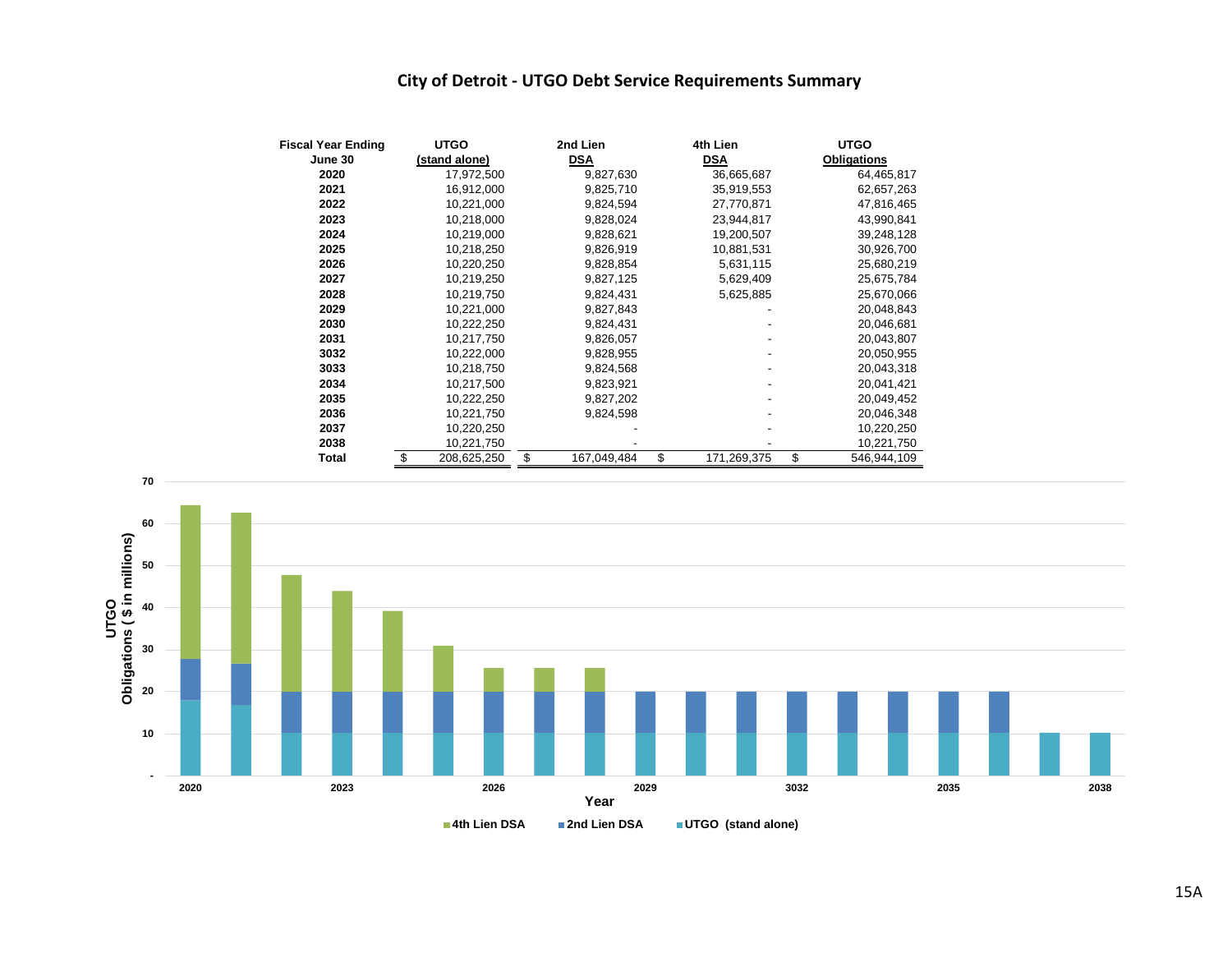# City of Detroit - UTGO Debt Service Requirements Summary

| Fiscal Year Ending June 30 | UTGO (stand alone) | 2nd Lien DSA | 4th Lien DSA | UTGO Obligations |
|---|---|---|---|---|
| 2020 | 17,972,500 | 9,827,630 | 36,665,687 | 64,465,817 |
| 2021 | 16,912,000 | 9,825,710 | 35,919,553 | 62,657,263 |
| 2022 | 10,221,000 | 9,824,594 | 27,770,871 | 47,816,465 |
| 2023 | 10,218,000 | 9,828,024 | 23,944,817 | 43,990,841 |
| 2024 | 10,219,000 | 9,828,621 | 19,200,507 | 39,248,128 |
| 2025 | 10,218,250 | 9,826,919 | 10,881,531 | 30,926,700 |
| 2026 | 10,220,250 | 9,828,854 | 5,631,115 | 25,680,219 |
| 2027 | 10,219,250 | 9,827,125 | 5,629,409 | 25,675,784 |
| 2028 | 10,219,750 | 9,824,431 | 5,625,885 | 25,670,066 |
| 2029 | 10,221,000 | 9,827,843 | - | 20,048,843 |
| 2030 | 10,222,250 | 9,824,431 | - | 20,046,681 |
| 2031 | 10,217,750 | 9,826,057 | - | 20,043,807 |
| 3032 | 10,222,000 | 9,828,955 | - | 20,050,955 |
| 3033 | 10,218,750 | 9,824,568 | - | 20,043,318 |
| 2034 | 10,217,500 | 9,823,921 | - | 20,041,421 |
| 2035 | 10,222,250 | 9,827,202 | - | 20,049,452 |
| 2036 | 10,221,750 | 9,824,598 | - | 20,046,348 |
| 2037 | 10,220,250 | - | - | 10,220,250 |
| 2038 | 10,221,750 | - | - | 10,221,750 |
| **Total** | $ 208,625,250 | $ 167,049,484 | $ 171,269,375 | $ 546,944,109 |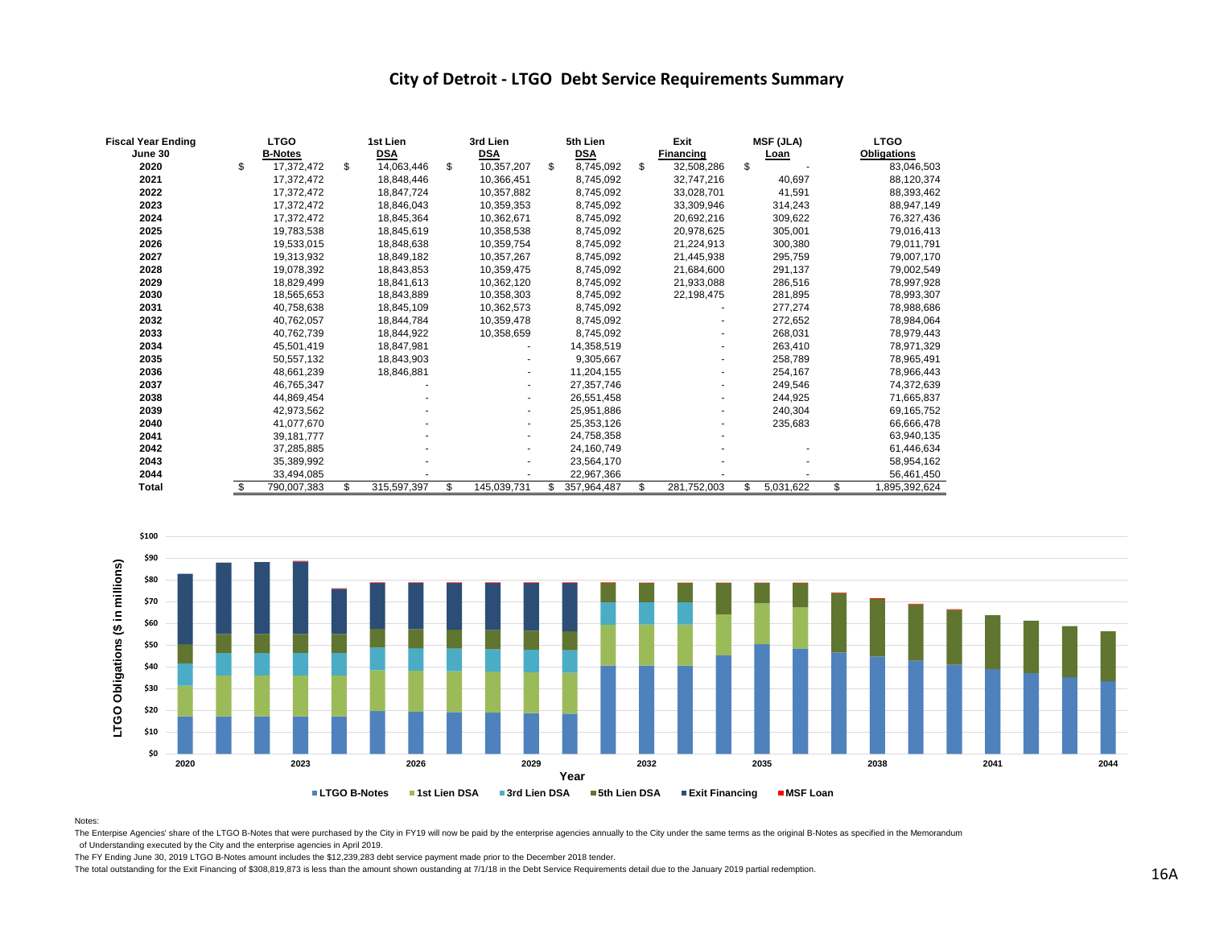# City of Detroit - LTGO Debt Service Requirements Summary

| Fiscal Year Ending June 30 | LTGO B-Notes | 1st Lien DSA | 3rd Lien DSA | 5th Lien DSA | Exit Financing | MSF (JLA) Loan | LTGO Obligations |
|---|---|---|---|---|---|---|---|
| 2020 | $ 17,372,472 | $ 14,063,446 | $ 10,357,207 | $ 8,745,092 | $ 32,508,286 | $ - | 83,046,503 |
| 2021 | 17,372,472 | 18,848,446 | 10,366,451 | 8,745,092 | 32,747,216 | 40,697 | 88,120,374 |
| 2022 | 17,372,472 | 18,847,724 | 10,357,882 | 8,745,092 | 33,028,701 | 41,591 | 88,393,462 |
| 2023 | 17,372,472 | 18,846,043 | 10,359,353 | 8,745,092 | 33,309,946 | 314,243 | 88,947,149 |
| 2024 | 17,372,472 | 18,845,364 | 10,362,671 | 8,745,092 | 20,692,216 | 309,622 | 76,327,436 |
| 2025 | 19,783,538 | 18,845,619 | 10,358,538 | 8,745,092 | 20,978,625 | 305,001 | 79,016,413 |
| 2026 | 19,533,015 | 18,848,638 | 10,359,754 | 8,745,092 | 21,224,913 | 300,380 | 79,011,791 |
| 2027 | 19,313,932 | 18,849,182 | 10,357,267 | 8,745,092 | 21,445,938 | 295,759 | 79,007,170 |
| 2028 | 19,078,392 | 18,843,853 | 10,359,475 | 8,745,092 | 21,684,600 | 291,137 | 79,002,549 |
| 2029 | 18,829,499 | 18,841,613 | 10,362,120 | 8,745,092 | 21,933,088 | 286,516 | 78,997,928 |
| 2030 | 18,565,653 | 18,843,889 | 10,358,303 | 8,745,092 | 22,198,475 | 281,895 | 78,993,307 |
| 2031 | 40,758,638 | 18,845,109 | 10,362,573 | 8,745,092 | - | 277,274 | 78,988,686 |
| 2032 | 40,762,057 | 18,844,784 | 10,359,478 | 8,745,092 | - | 272,652 | 78,984,064 |
| 2033 | 40,762,739 | 18,844,922 | 10,358,659 | 8,745,092 | - | 268,031 | 78,979,443 |
| 2034 | 45,501,419 | 18,847,981 | - | 14,358,519 | - | 263,410 | 78,971,329 |
| 2035 | 50,557,132 | 18,843,903 | - | 9,305,667 | - | 258,789 | 78,965,491 |
| 2036 | 48,661,239 | 18,846,881 | - | 11,204,155 | - | 254,167 | 78,966,443 |
| 2037 | 46,765,347 | - | - | 27,357,746 | - | 249,546 | 74,372,639 |
| 2038 | 44,869,454 | - | - | 26,551,458 | - | 244,925 | 71,665,837 |
| 2039 | 42,973,562 | - | - | 25,951,886 | - | 240,304 | 69,165,752 |
| 2040 | 41,077,670 | - | - | 25,353,126 | - | 235,683 | 66,666,478 |
| 2041 | 39,181,777 | - | - | 24,758,358 | - | | 63,940,135 |
| 2042 | 37,285,885 | - | - | 24,160,749 | - | - | 61,446,634 |
| 2043 | 35,389,992 | - | - | 23,564,170 | - | - | 58,954,162 |
| 2044 | 33,494,085 | - | - | 22,967,366 | - | - | 56,461,450 |
| **Total** | $ 790,007,383 | $ 315,597,397 | $ 145,039,731 | $ 357,964,487 | $ 281,752,003 | $ 5,031,622 | $ 1,895,392,624 |

LTGO Obligations ($ in millions)

$100
$90
$80
$70
$60
$50
$40
$30
$20
$10
$0

2020
2023
2026
2029
2032
2035
2038
2041
2044

Year

LTGO B-Notes
1st Lien DSA
3rd Lien DSA
5th Lien DSA
Exit Financing
MSF Loan

Notes:

The Enterprise Agencies' share of the LTGO B-Notes that were purchased by the City in FY19 will now be paid by the enterprise agencies annually to the City under the same terms as the original B-Notes as specified in the Memorandum of Understanding executed by the City and the enterprise agencies in April 2019.

The FY Ending June 30, 2019 LTGO B-Notes amount includes the $12,239,283 debt service payment made prior to the December 2018 tender.

The total outstanding for the Exit Financing of $308,819,873 is less than the amount shown oustanding at 7/1/18 in the Debt Service Requirements detail due to the January 2019 partial redemption.